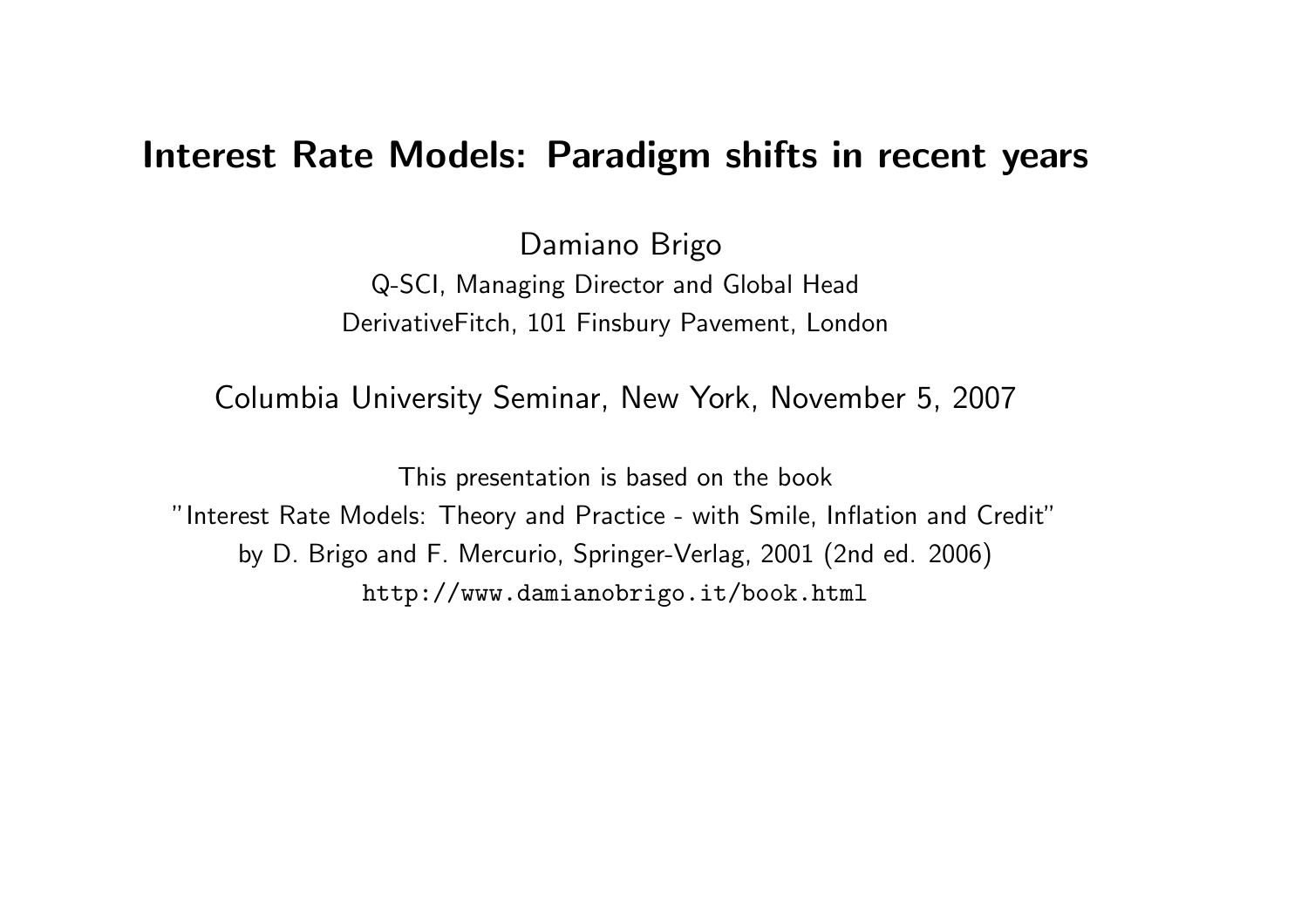# Interest Rate Models: Paradigm shifts in recent years

Damiano Brigo

Q-SCI, Managing Director and Global Head

DerivativeFitch, 101 Finsbury Pavement, London

Columbia University Seminar, New York, November 5, 2007

This presentation is based on the book

"Interest Rate Models: Theory and Practice - with Smile, Inflation and Credit"

by D. Brigo and F. Mercurio, Springer-Verlag, 2001 (2nd ed. 2006)

http://www.damianobrigo.it/book.html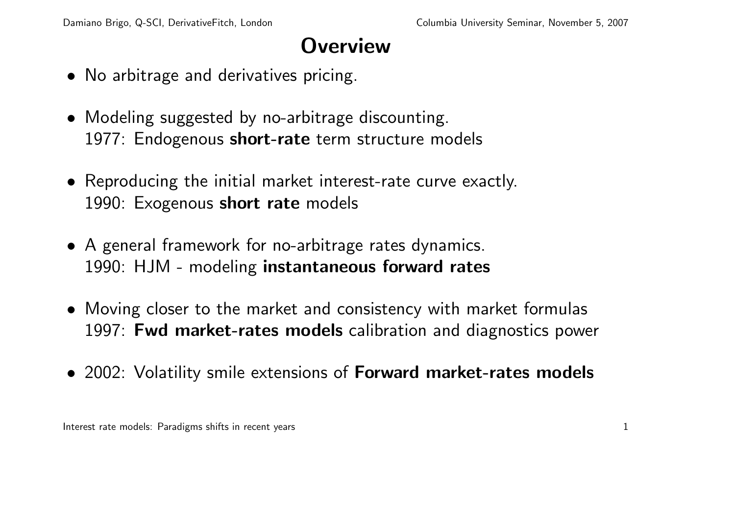# Overview

- No arbitrage and derivatives pricing.
- Modeling suggested by no-arbitrage discounting.
  1977: Endogenous **short-rate** term structure models
- Reproducing the initial market interest-rate curve exactly.
  1990: Exogenous **short rate** models
- A general framework for no-arbitrage rates dynamics.
  1990: HJM - modeling **instantaneous forward rates**
- Moving closer to the market and consistency with market formulas
  1997: **Fwd market-rates models** calibration and diagnostics power
- 2002: Volatility smile extensions of **Forward market-rates models**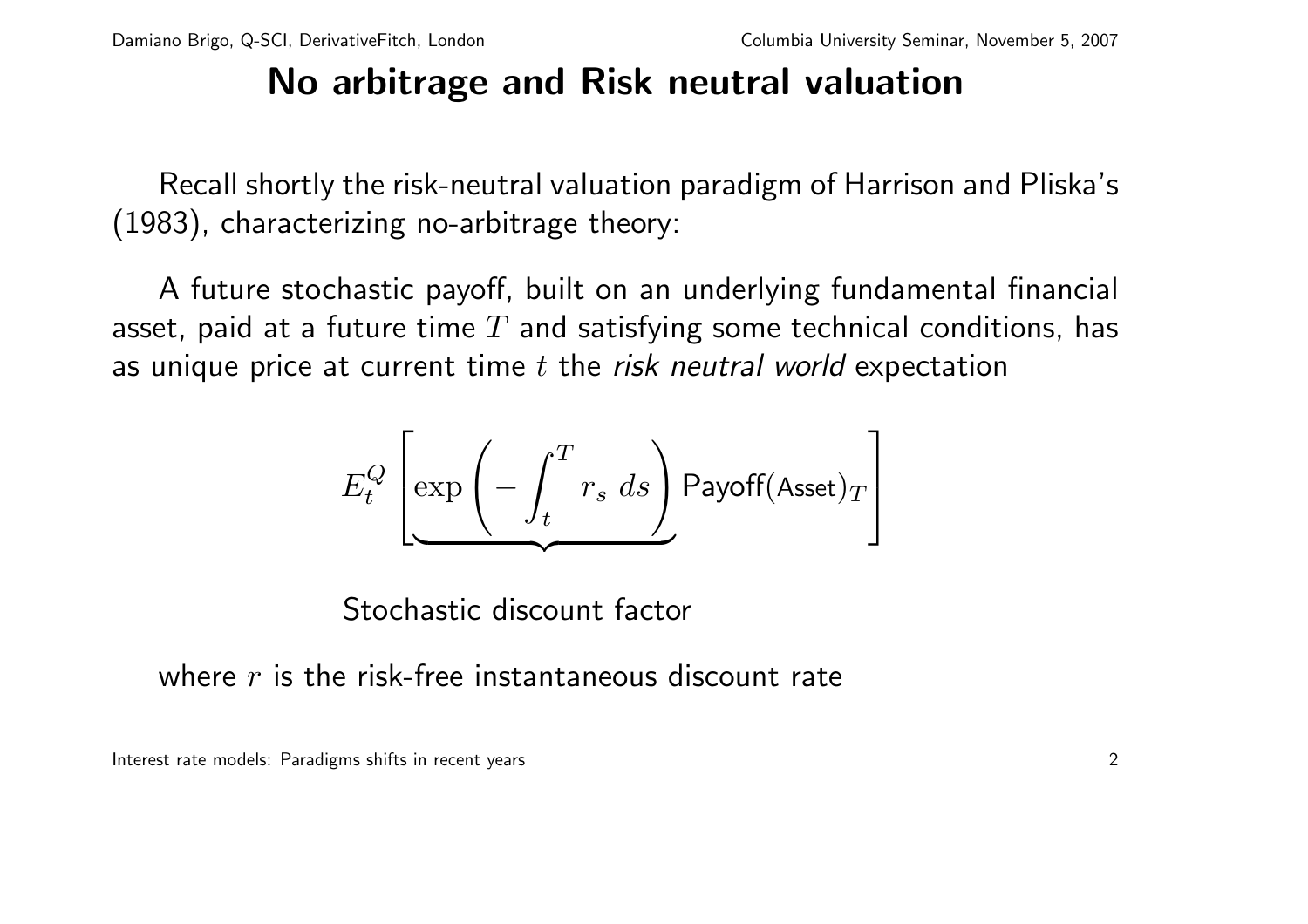# No arbitrage and Risk neutral valuation

Recall shortly the risk-neutral valuation paradigm of Harrison and Pliska's (1983), characterizing no-arbitrage theory:

A future stochastic payoff, built on an underlying fundamental financial asset, paid at a future time $T$ and satisfying some technical conditions, has as unique price at current time $t$ the *risk neutral world* expectation

$$E_t^Q \left[ \underbrace{\exp\left(-\int_t^T r_s \, ds\right)} \text{Payoff}(\text{Asset})_T \right]$$

Stochastic discount factor

where $r$ is the risk-free instantaneous discount rate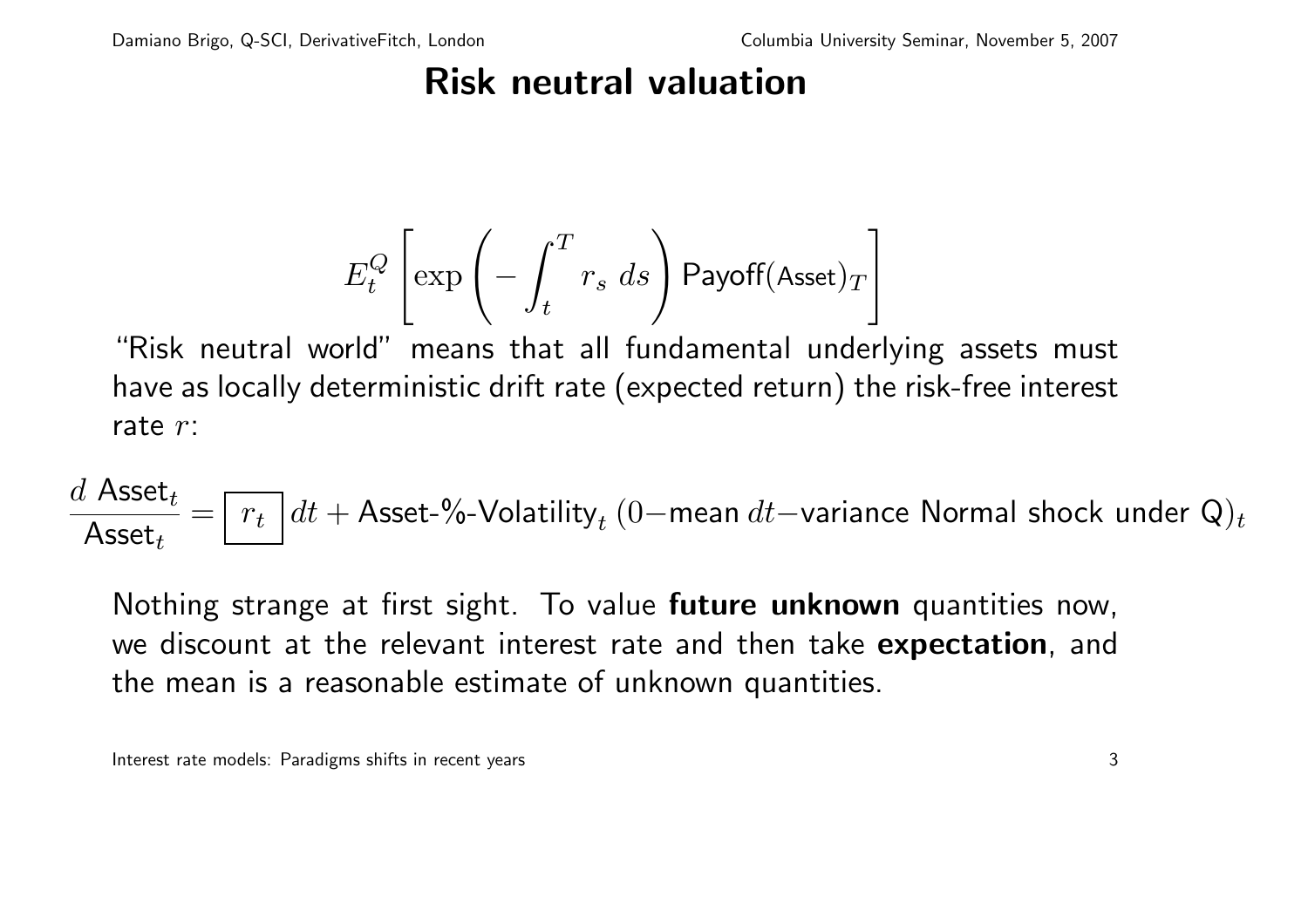# Risk neutral valuation

$$E_t^Q \left[ \exp\left( -\int_t^T r_s \, ds \right) \mathsf{Payoff}(\mathsf{Asset})_T \right]$$

"Risk neutral world" means that all fundamental underlying assets must have as locally deterministic drift rate (expected return) the risk-free interest rate $r$:

$$\frac{d \ \mathsf{Asset}_t}{\mathsf{Asset}_t} = \boxed{r_t} \, dt + \mathsf{Asset\text{-}\%\text{-}Volatility}_t \ (0\text{−mean } dt\text{−variance Normal shock under Q})_t$$

Nothing strange at first sight. To value **future unknown** quantities now, we discount at the relevant interest rate and then take **expectation**, and the mean is a reasonable estimate of unknown quantities.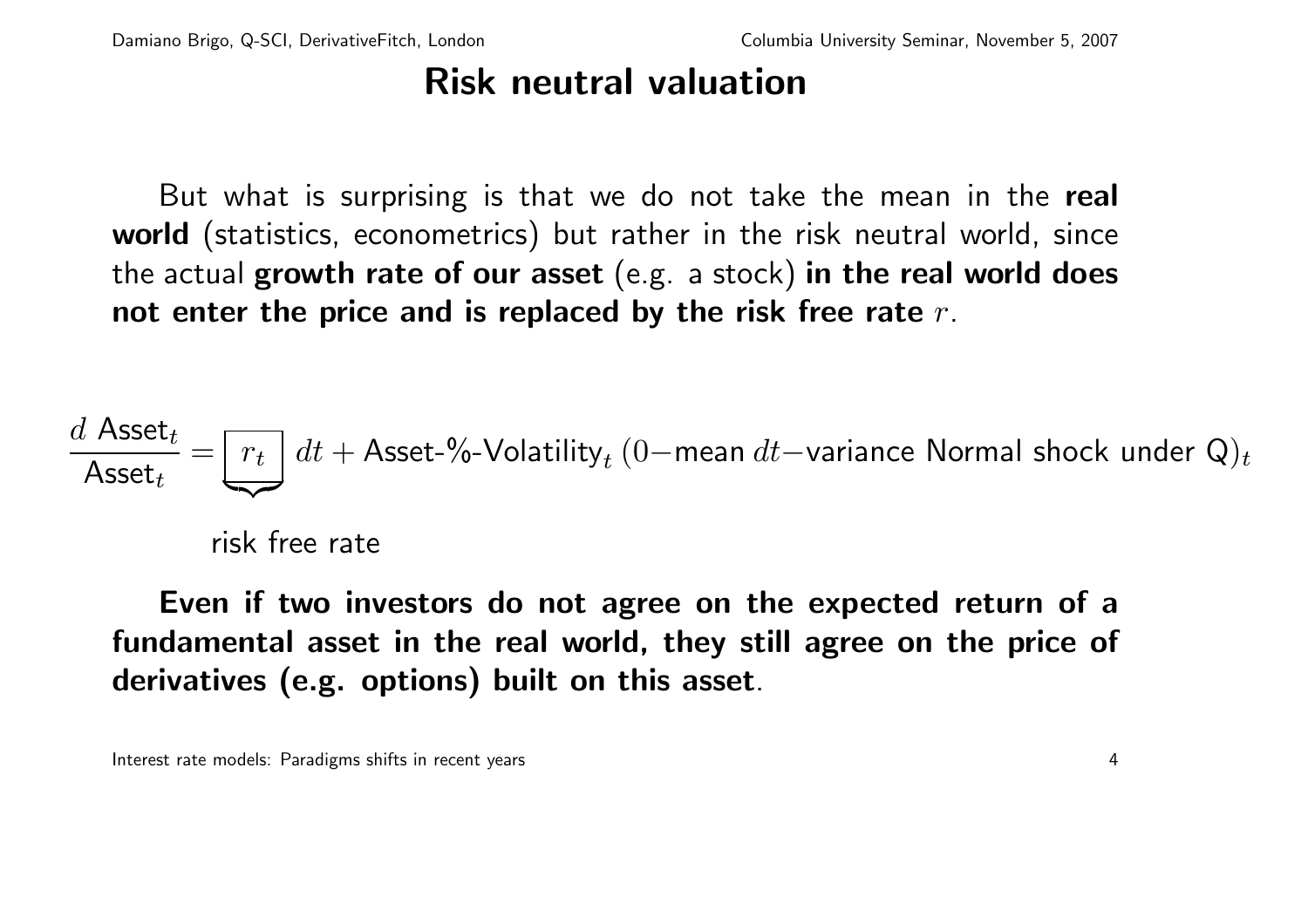# Risk neutral valuation

But what is surprising is that we do not take the mean in the **real world** (statistics, econometrics) but rather in the risk neutral world, since the actual **growth rate of our asset** (e.g. a stock) **in the real world does not enter the price and is replaced by the risk free rate** $r$.

$$\frac{d\ \mathsf{Asset}_t}{\mathsf{Asset}_t} = \underbrace{\boxed{r_t}}_{\text{risk free rate}}\ dt + \mathsf{Asset\text{-}\%\text{-}Volatility}_t\ (0\text{−mean } dt\text{−variance Normal shock under Q})_t$$

**Even if two investors do not agree on the expected return of a fundamental asset in the real world, they still agree on the price of derivatives (e.g. options) built on this asset**.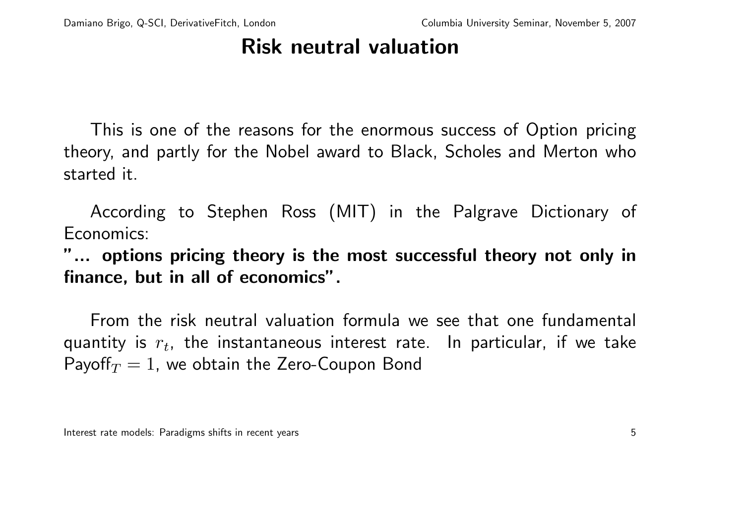# Risk neutral valuation

This is one of the reasons for the enormous success of Option pricing theory, and partly for the Nobel award to Black, Scholes and Merton who started it.

According to Stephen Ross (MIT) in the Palgrave Dictionary of Economics:

**"... options pricing theory is the most successful theory not only in finance, but in all of economics".**

From the risk neutral valuation formula we see that one fundamental quantity is $r_t$, the instantaneous interest rate. In particular, if we take $\text{Payoff}_T = 1$, we obtain the Zero-Coupon Bond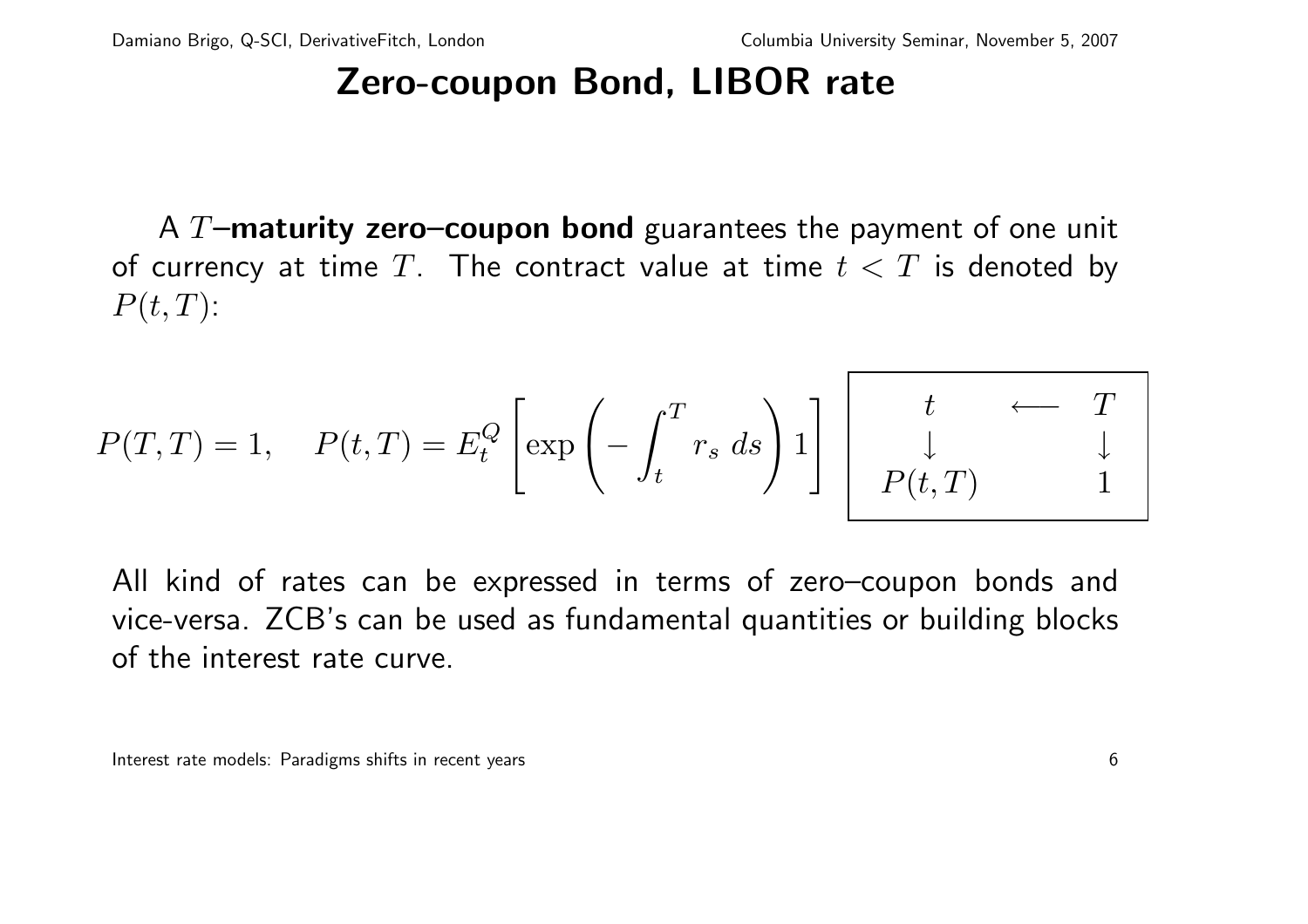# Zero-coupon Bond, LIBOR rate

A $T$–**maturity zero–coupon bond** guarantees the payment of one unit of currency at time $T$. The contract value at time $t < T$ is denoted by $P(t,T)$:

$$P(T,T) = 1, \quad P(t,T) = E_t^Q \left[ \exp\left( -\int_t^T r_s \, ds \right) 1 \right] \quad \boxed{\begin{array}{ccc} t & \longleftarrow & T \\ \downarrow & & \downarrow \\ P(t,T) & & 1 \end{array}}$$

All kind of rates can be expressed in terms of zero–coupon bonds and vice-versa. ZCB's can be used as fundamental quantities or building blocks of the interest rate curve.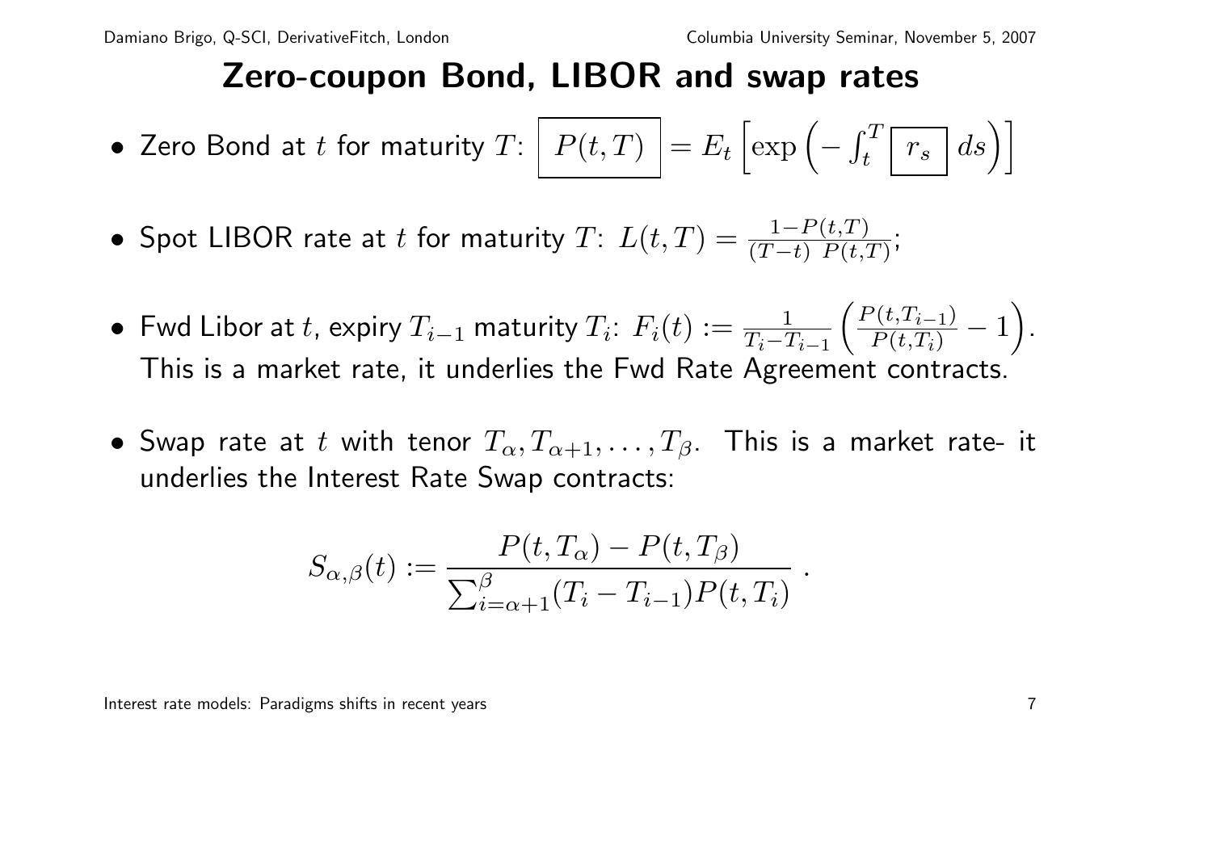# Zero-coupon Bond, LIBOR and swap rates

- Zero Bond at $t$ for maturity $T$: $\boxed{P(t,T)} = E_t\left[\exp\left(-\int_t^T \boxed{r_s}\, ds\right)\right]$

- Spot LIBOR rate at $t$ for maturity $T$: $L(t,T) = \frac{1-P(t,T)}{(T-t)\ P(t,T)}$;

- Fwd Libor at $t$, expiry $T_{i-1}$ maturity $T_i$: $F_i(t) := \frac{1}{T_i - T_{i-1}}\left(\frac{P(t,T_{i-1})}{P(t,T_i)} - 1\right)$. This is a market rate, it underlies the Fwd Rate Agreement contracts.

- Swap rate at $t$ with tenor $T_\alpha, T_{\alpha+1}, \ldots, T_\beta$. This is a market rate- it underlies the Interest Rate Swap contracts:

$$S_{\alpha,\beta}(t) := \frac{P(t,T_\alpha) - P(t,T_\beta)}{\sum_{i=\alpha+1}^{\beta}(T_i - T_{i-1})P(t,T_i)} \ .$$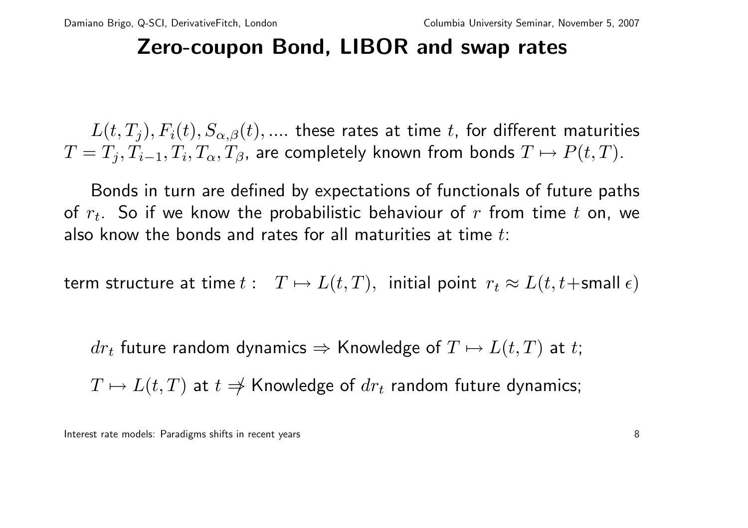# Zero-coupon Bond, LIBOR and swap rates

$L(t, T_j), F_i(t), S_{\alpha,\beta}(t), ....$ these rates at time $t$, for different maturities $T = T_j, T_{i-1}, T_i, T_\alpha, T_\beta$, are completely known from bonds $T \mapsto P(t, T)$.

Bonds in turn are defined by expectations of functionals of future paths of $r_t$. So if we know the probabilistic behaviour of $r$ from time $t$ on, we also know the bonds and rates for all maturities at time $t$:

term structure at time $t$ : $\quad T \mapsto L(t, T)$, initial point $r_t \approx L(t, t + \text{small } \epsilon)$

$dr_t$ future random dynamics $\Rightarrow$ Knowledge of $T \mapsto L(t, T)$ at $t$;

$T \mapsto L(t, T)$ at $t \not\Rightarrow$ Knowledge of $dr_t$ random future dynamics;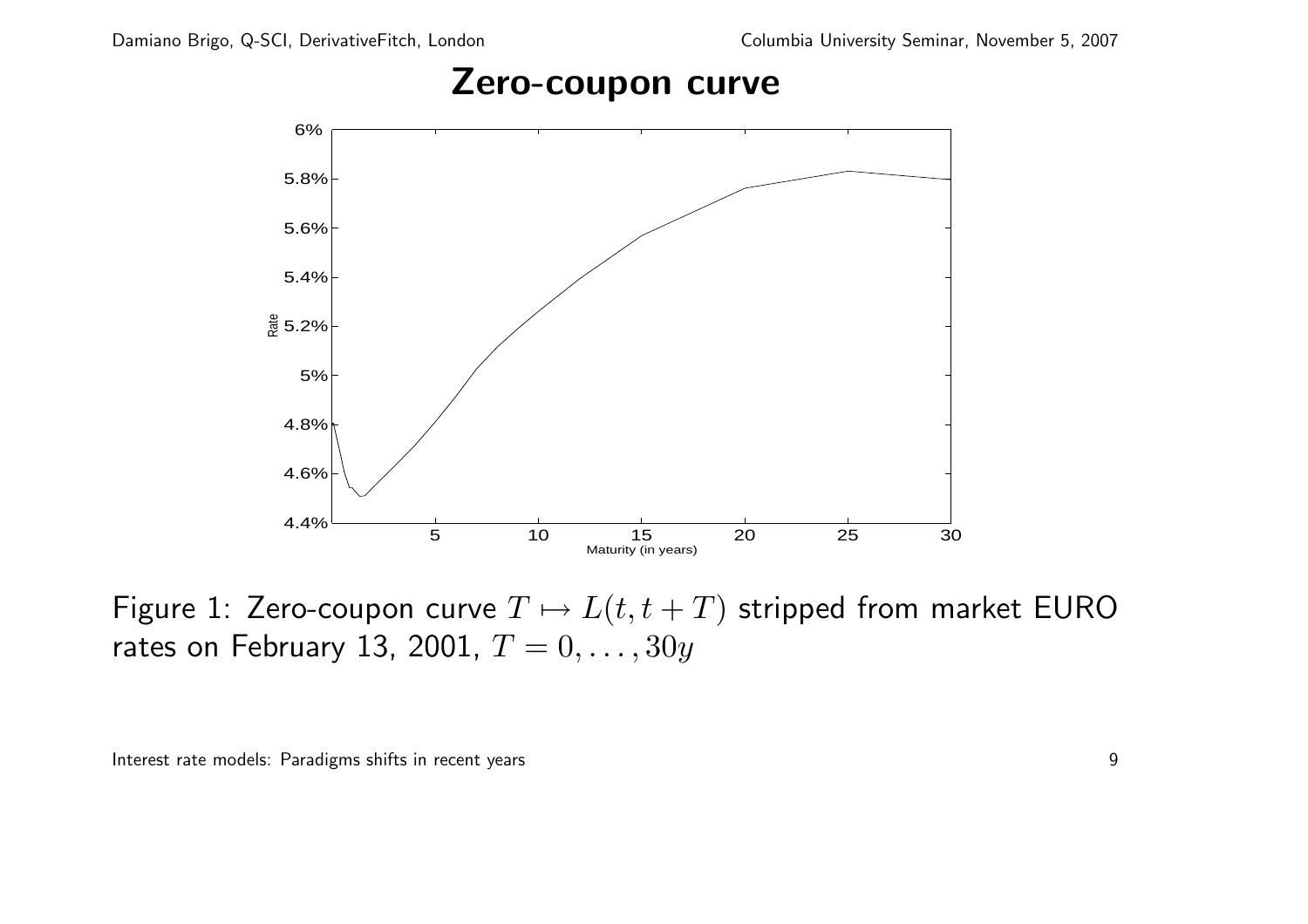# Zero-coupon curve

Figure 1: Zero-coupon curve $T \mapsto L(t, t+T)$ stripped from market EURO rates on February 13, 2001, $T = 0, \ldots, 30y$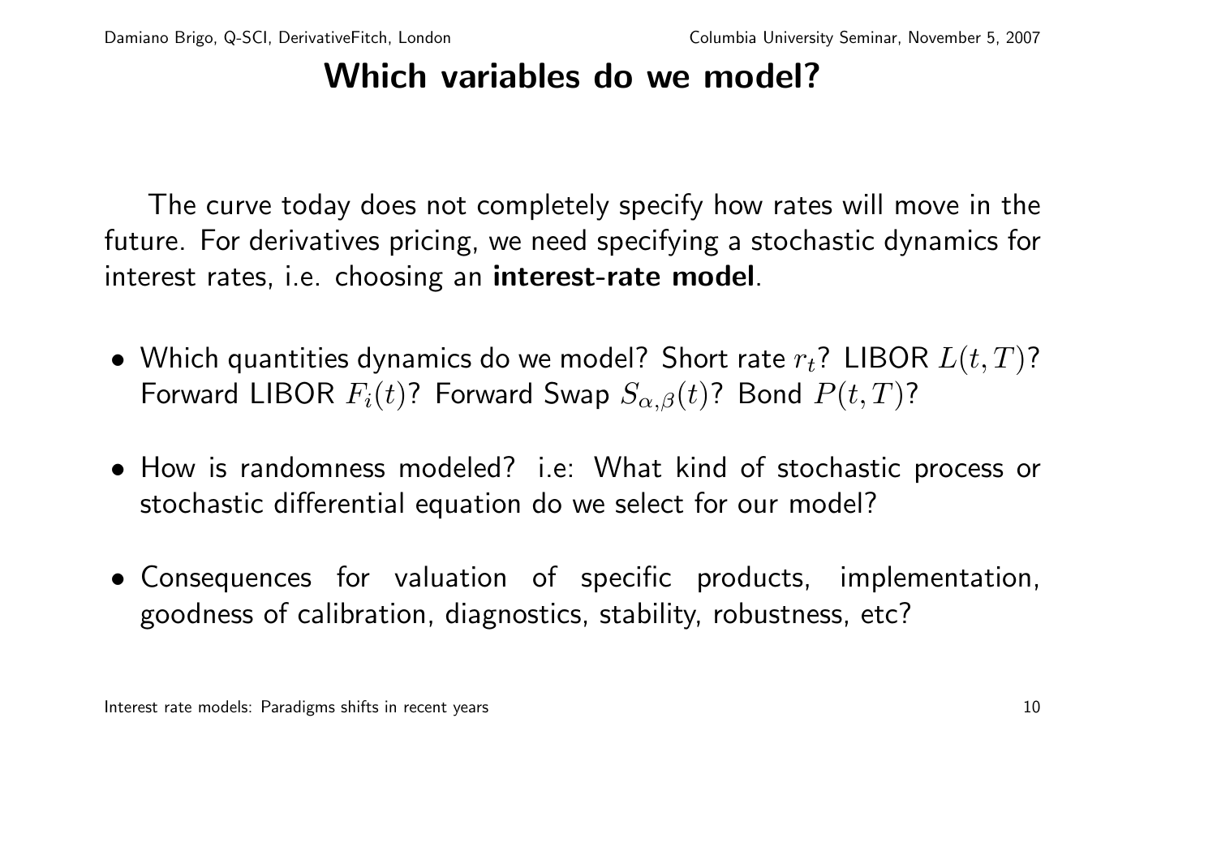# Which variables do we model?

The curve today does not completely specify how rates will move in the future. For derivatives pricing, we need specifying a stochastic dynamics for interest rates, i.e. choosing an **interest-rate model**.

- Which quantities dynamics do we model? Short rate $r_t$? LIBOR $L(t,T)$? Forward LIBOR $F_i(t)$? Forward Swap $S_{\alpha,\beta}(t)$? Bond $P(t,T)$?
- How is randomness modeled? i.e: What kind of stochastic process or stochastic differential equation do we select for our model?
- Consequences for valuation of specific products, implementation, goodness of calibration, diagnostics, stability, robustness, etc?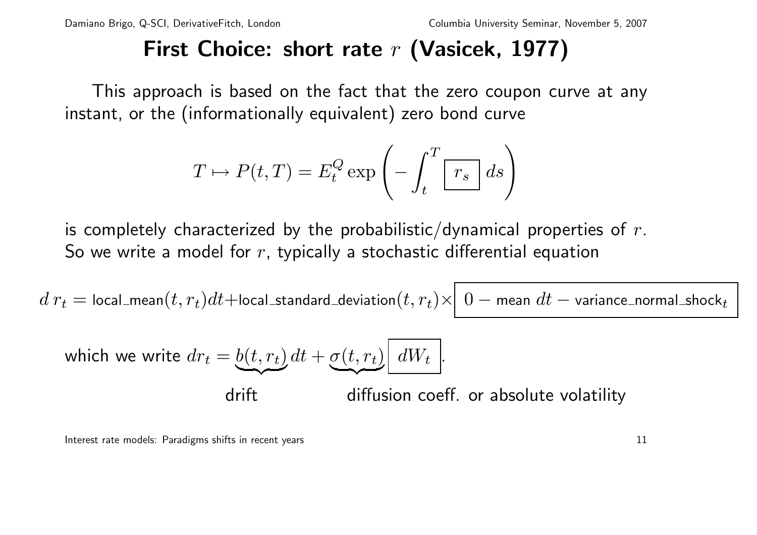# First Choice: short rate $r$ (Vasicek, 1977)

This approach is based on the fact that the zero coupon curve at any instant, or the (informationally equivalent) zero bond curve

$$T \mapsto P(t,T) = E_t^Q \exp\left( - \int_t^T \boxed{\, r_s \,} \, ds \right)$$

is completely characterized by the probabilistic/dynamical properties of $r$. So we write a model for $r$, typically a stochastic differential equation

$$d\, r_t = \text{local\_mean}(t, r_t) dt + \text{local\_standard\_deviation}(t, r_t) \times \boxed{\, 0 - \text{mean } dt - \text{variance\_normal\_shock}_t \,}$$

which we write $dr_t = \underbrace{b(t, r_t)}_{\text{drift}} \, dt + \underbrace{\sigma(t, r_t)}_{\text{diffusion coeff. or absolute volatility}} \boxed{\, dW_t \,}$.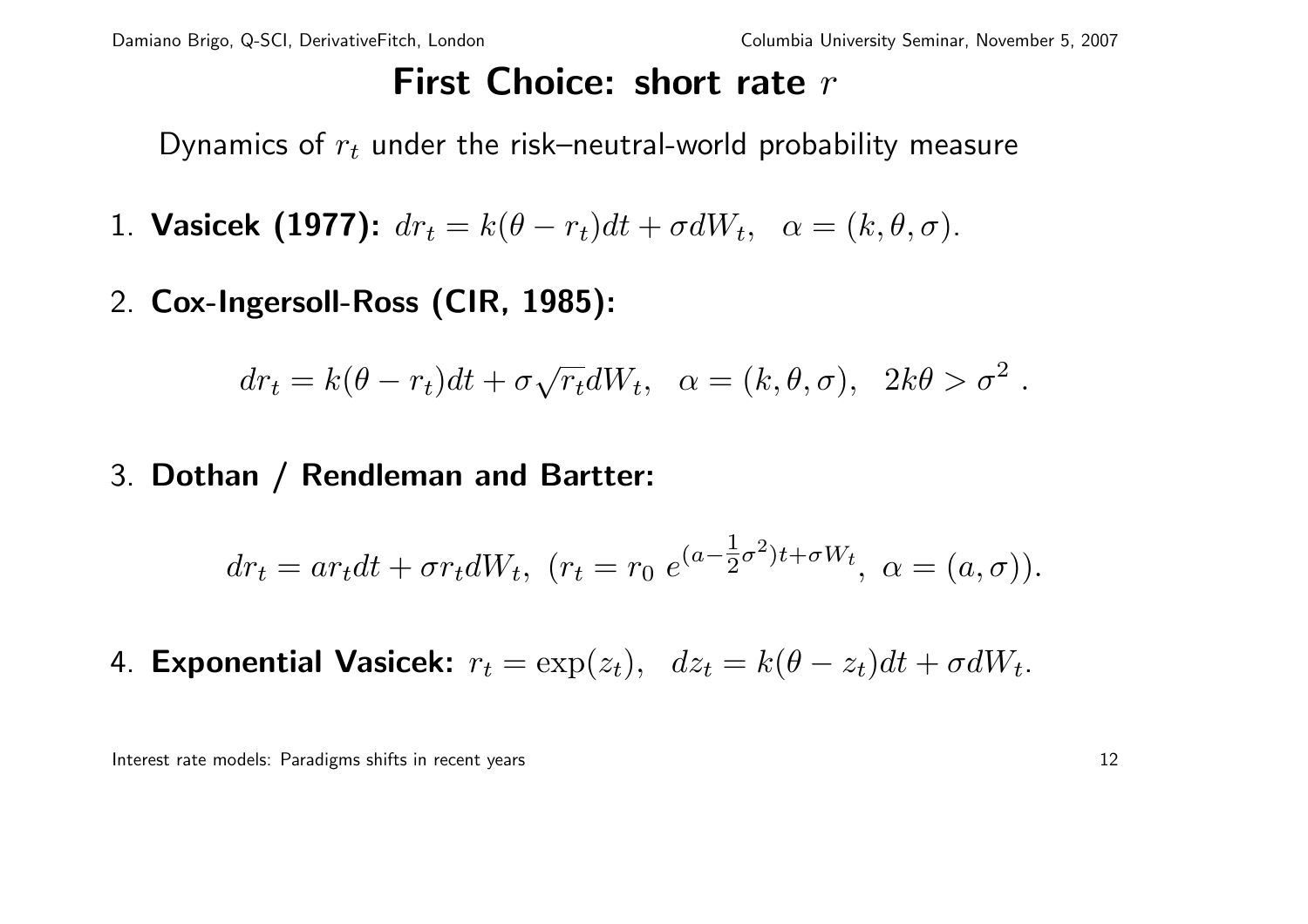# First Choice: short rate $r$

Dynamics of $r_t$ under the risk–neutral-world probability measure

1. **Vasicek (1977):** $dr_t = k(\theta - r_t)dt + \sigma dW_t, \quad \alpha = (k, \theta, \sigma)$.

2. **Cox-Ingersoll-Ross (CIR, 1985):**

$$dr_t = k(\theta - r_t)dt + \sigma\sqrt{r_t}dW_t, \quad \alpha = (k, \theta, \sigma), \quad 2k\theta > \sigma^2 \; .$$

3. **Dothan / Rendleman and Bartter:**

$$dr_t = ar_t dt + \sigma r_t dW_t, \; (r_t = r_0 \; e^{(a - \frac{1}{2}\sigma^2)t + \sigma W_t}, \; \alpha = (a, \sigma)).$$

4. **Exponential Vasicek:** $r_t = \exp(z_t), \quad dz_t = k(\theta - z_t)dt + \sigma dW_t$.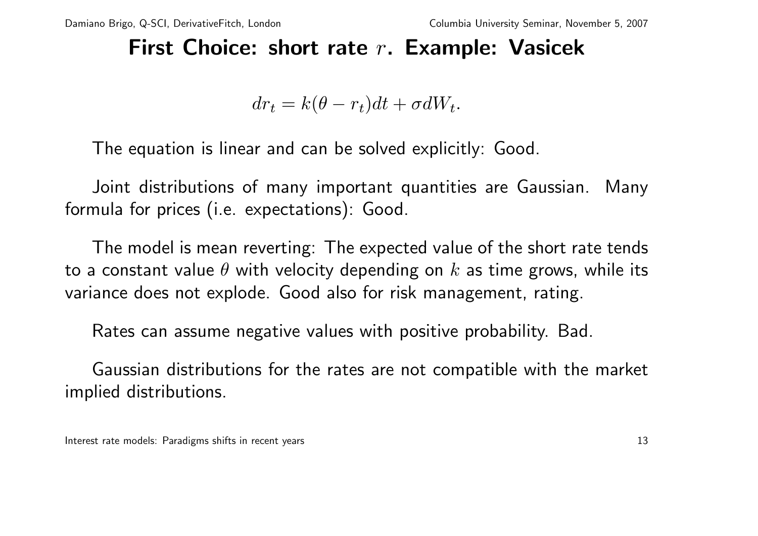# First Choice: short rate $r$. Example: Vasicek

$$dr_t = k(\theta - r_t)dt + \sigma dW_t.$$

The equation is linear and can be solved explicitly: Good.

Joint distributions of many important quantities are Gaussian. Many formula for prices (i.e. expectations): Good.

The model is mean reverting: The expected value of the short rate tends to a constant value $\theta$ with velocity depending on $k$ as time grows, while its variance does not explode. Good also for risk management, rating.

Rates can assume negative values with positive probability. Bad.

Gaussian distributions for the rates are not compatible with the market implied distributions.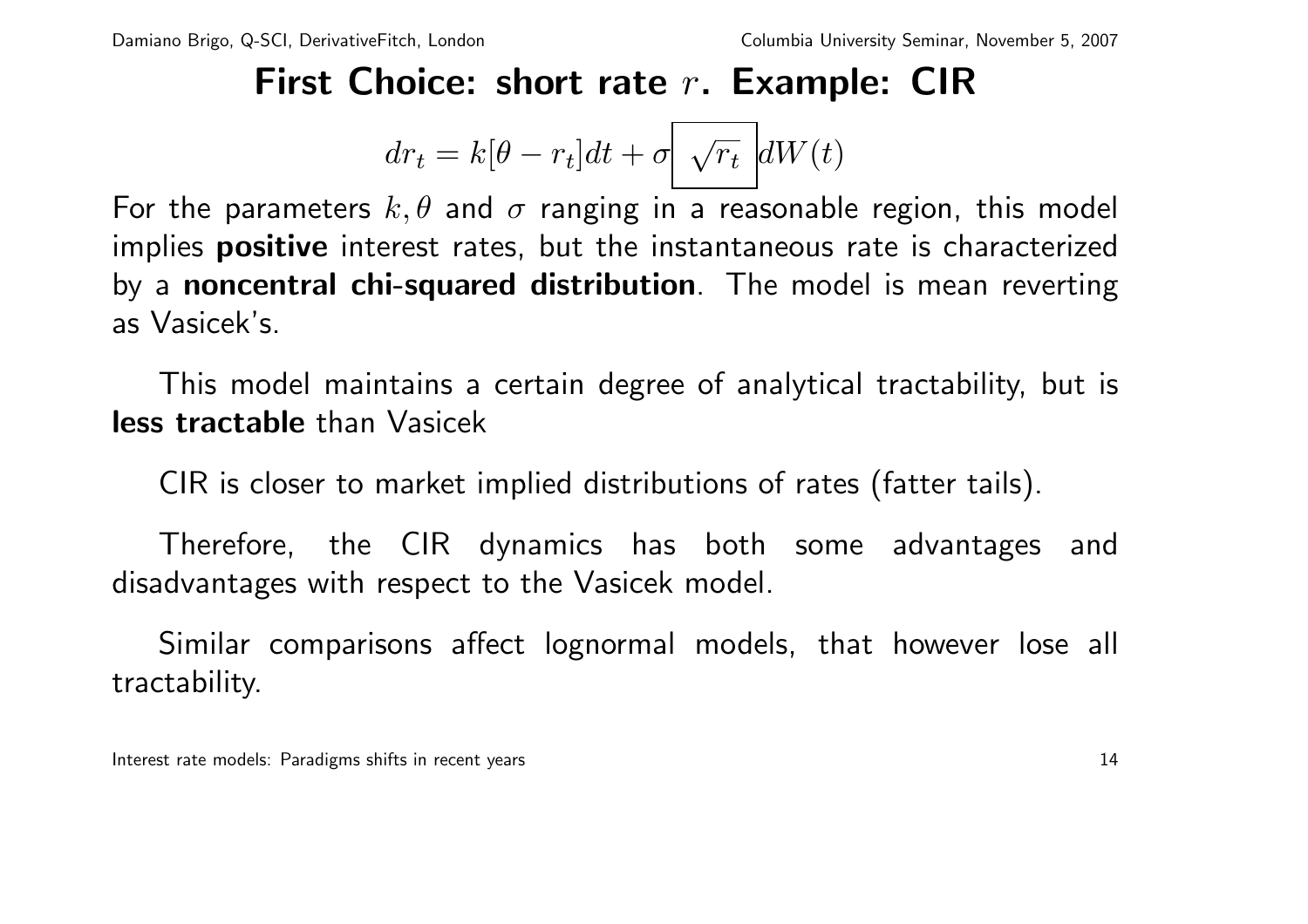# First Choice: short rate $r$. Example: CIR

$$dr_t = k[\theta - r_t]dt + \sigma \boxed{\sqrt{r_t}} dW(t)$$

For the parameters $k, \theta$ and $\sigma$ ranging in a reasonable region, this model implies **positive** interest rates, but the instantaneous rate is characterized by a **noncentral chi-squared distribution**. The model is mean reverting as Vasicek's.

This model maintains a certain degree of analytical tractability, but is **less tractable** than Vasicek

CIR is closer to market implied distributions of rates (fatter tails).

Therefore, the CIR dynamics has both some advantages and disadvantages with respect to the Vasicek model.

Similar comparisons affect lognormal models, that however lose all tractability.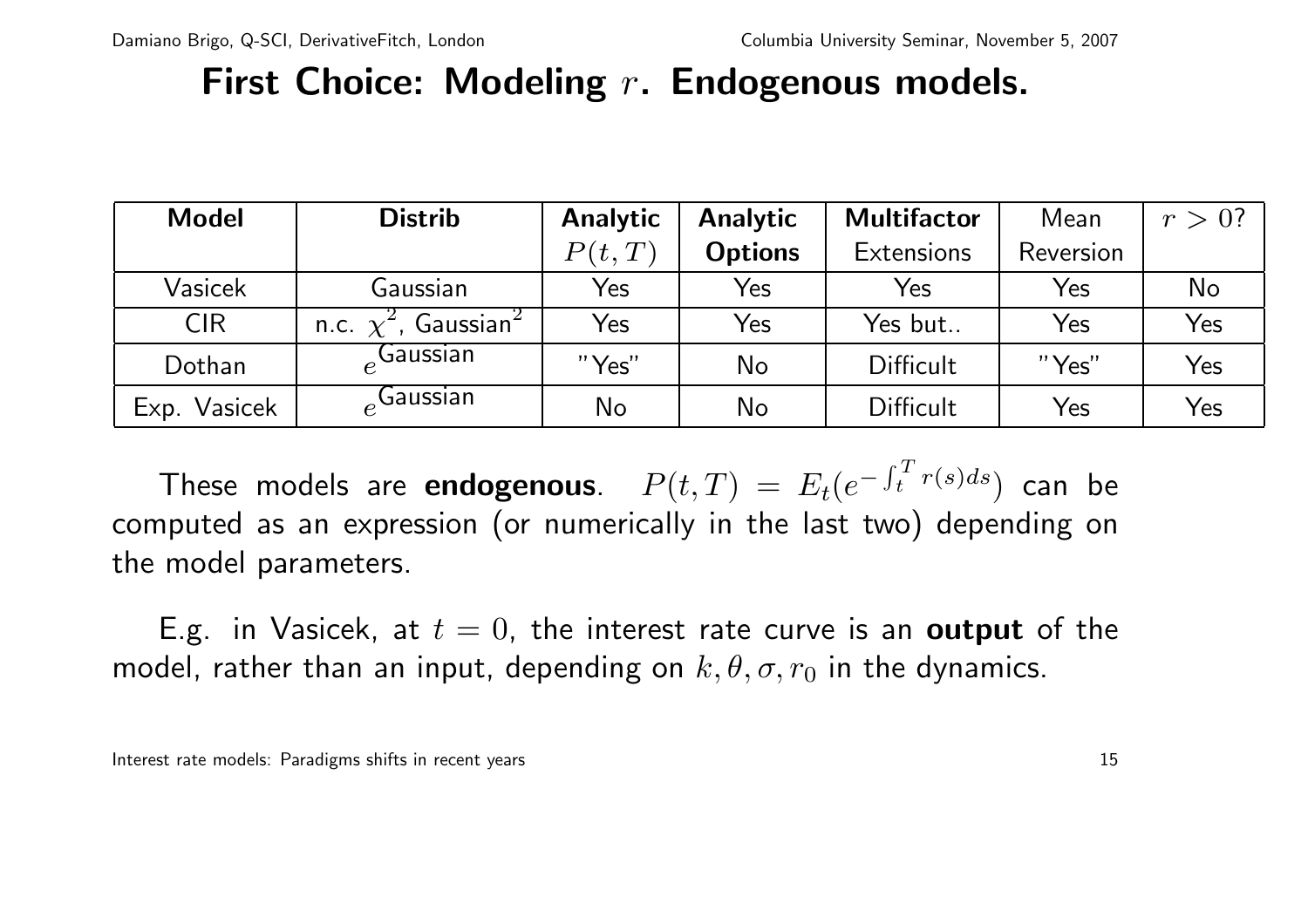# First Choice: Modeling $r$. Endogenous models.

| **Model** | **Distrib** | **Analytic** $P(t,T)$ | **Analytic Options** | **Multifactor** Extensions | Mean Reversion | $r > 0$? |
|---|---|---|---|---|---|---|
| Vasicek | Gaussian | Yes | Yes | Yes | Yes | No |
| CIR | n.c. $\chi^2$, Gaussian$^2$ | Yes | Yes | Yes but.. | Yes | Yes |
| Dothan | $e^{\text{Gaussian}}$ | "Yes" | No | Difficult | "Yes" | Yes |
| Exp. Vasicek | $e^{\text{Gaussian}}$ | No | No | Difficult | Yes | Yes |

These models are **endogenous**. $P(t,T) = E_t(e^{-\int_t^T r(s)ds})$ can be computed as an expression (or numerically in the last two) depending on the model parameters.

E.g. in Vasicek, at $t = 0$, the interest rate curve is an **output** of the model, rather than an input, depending on $k, \theta, \sigma, r_0$ in the dynamics.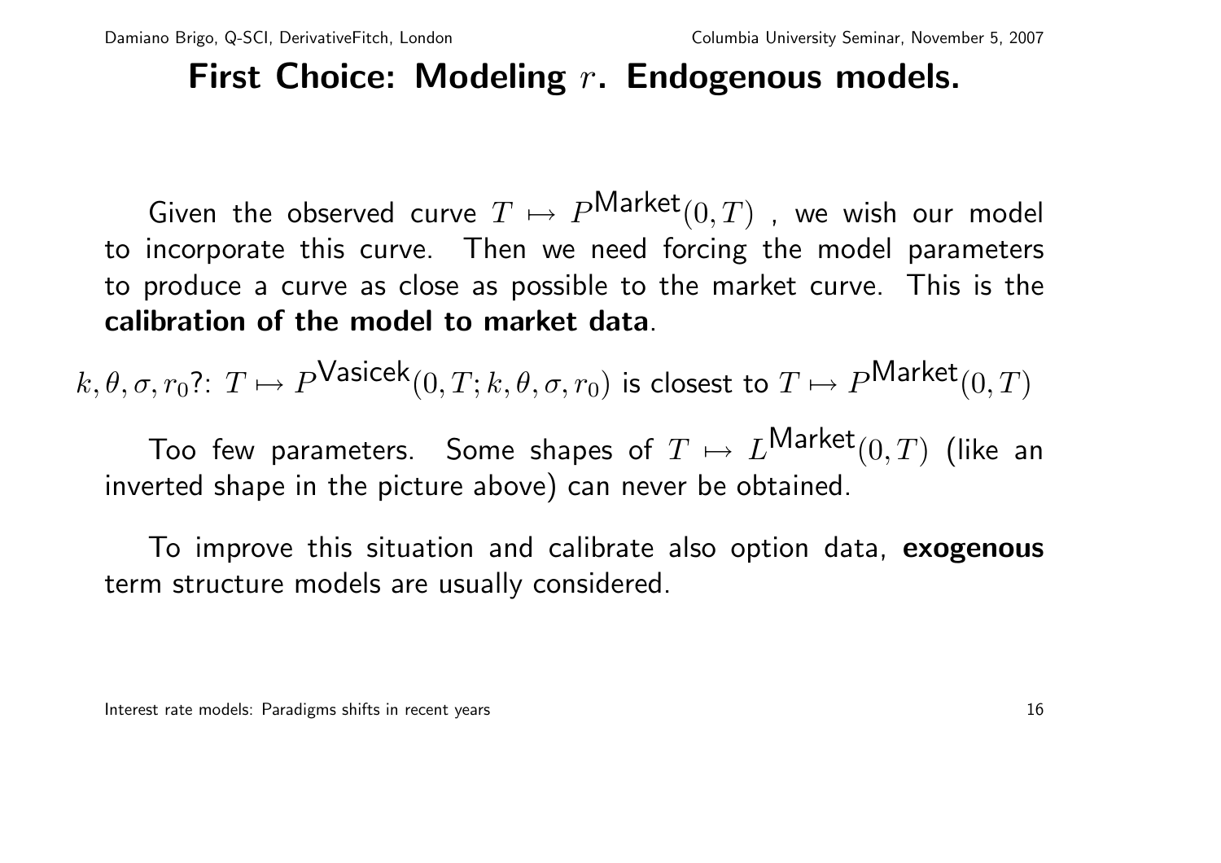# First Choice: Modeling $r$. Endogenous models.

Given the observed curve $T \mapsto P^{\text{Market}}(0,T)$ , we wish our model to incorporate this curve. Then we need forcing the model parameters to produce a curve as close as possible to the market curve. This is the **calibration of the model to market data**.

$k, \theta, \sigma, r_0$?: $T \mapsto P^{\text{Vasicek}}(0,T;k,\theta,\sigma,r_0)$ is closest to $T \mapsto P^{\text{Market}}(0,T)$

Too few parameters. Some shapes of $T \mapsto L^{\text{Market}}(0,T)$ (like an inverted shape in the picture above) can never be obtained.

To improve this situation and calibrate also option data, **exogenous** term structure models are usually considered.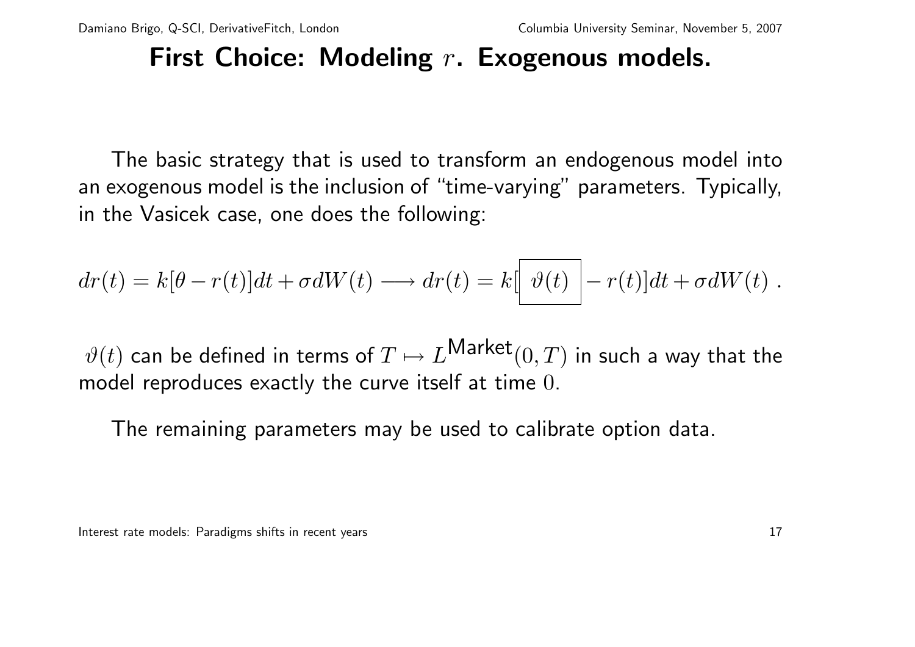# First Choice: Modeling $r$. Exogenous models.

The basic strategy that is used to transform an endogenous model into an exogenous model is the inclusion of "time-varying" parameters. Typically, in the Vasicek case, one does the following:

$$dr(t) = k[\theta - r(t)]dt + \sigma dW(t) \longrightarrow dr(t) = k[\boxed{\vartheta(t)} - r(t)]dt + \sigma dW(t) \ .$$

$\vartheta(t)$ can be defined in terms of $T \mapsto L^{\text{Market}}(0,T)$ in such a way that the model reproduces exactly the curve itself at time $0$.

The remaining parameters may be used to calibrate option data.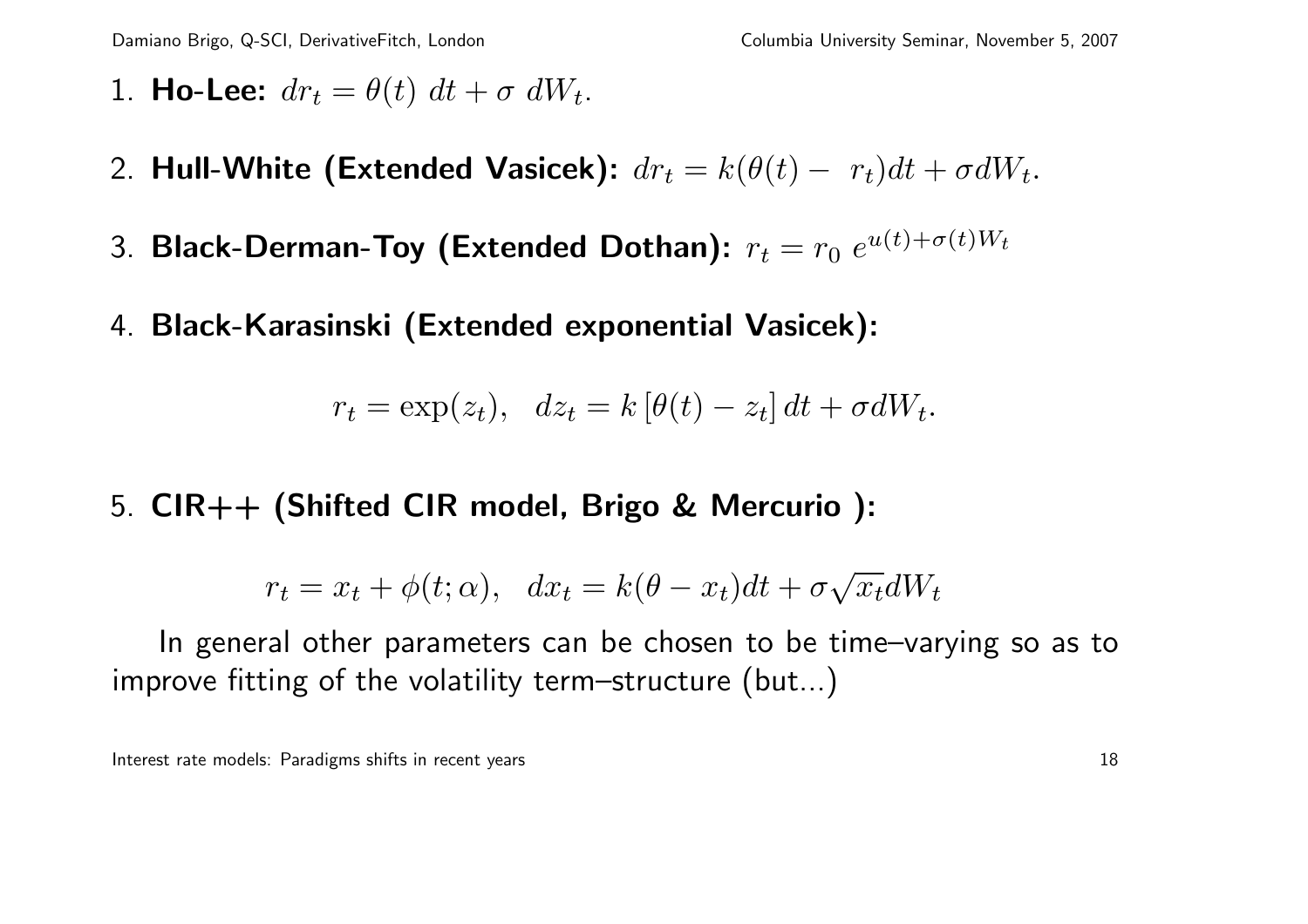1. **Ho-Lee:** $dr_t = \theta(t)\ dt + \sigma\ dW_t$.

2. **Hull-White (Extended Vasicek):** $dr_t = k(\theta(t) -\ r_t)dt + \sigma dW_t$.

3. **Black-Derman-Toy (Extended Dothan):** $r_t = r_0\ e^{u(t)+\sigma(t)W_t}$

4. **Black-Karasinski (Extended exponential Vasicek):**

$$r_t = \exp(z_t), \quad dz_t = k\left[\theta(t) - z_t\right]dt + \sigma dW_t.$$

5. **CIR++ (Shifted CIR model, Brigo & Mercurio ):**

$$r_t = x_t + \phi(t;\alpha), \quad dx_t = k(\theta - x_t)dt + \sigma\sqrt{x_t}dW_t$$

In general other parameters can be chosen to be time–varying so as to improve fitting of the volatility term–structure (but...)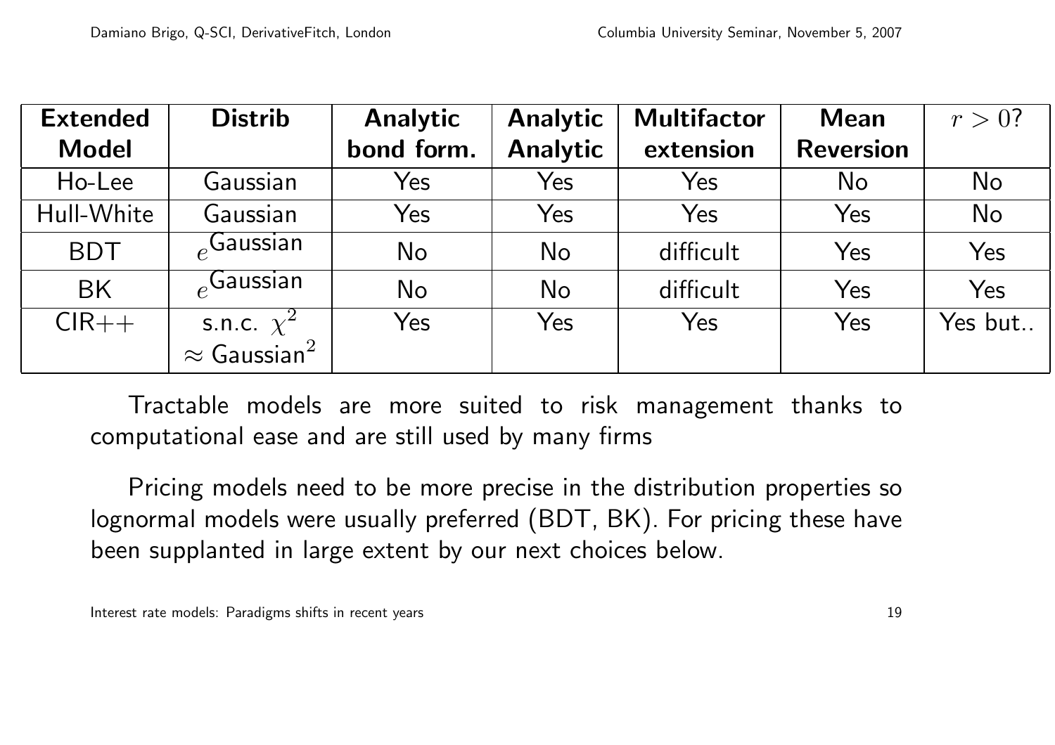| Extended Model | Distrib | Analytic bond form. | Analytic Analytic | Multifactor extension | Mean Reversion | $r > 0$? |
|---|---|---|---|---|---|---|
| Ho-Lee | Gaussian | Yes | Yes | Yes | No | No |
| Hull-White | Gaussian | Yes | Yes | Yes | Yes | No |
| BDT | $e^{\text{Gaussian}}$ | No | No | difficult | Yes | Yes |
| BK | $e^{\text{Gaussian}}$ | No | No | difficult | Yes | Yes |
| CIR++ | s.n.c. $\chi^2$ $\approx$ Gaussian$^2$ | Yes | Yes | Yes | Yes | Yes but.. |

Tractable models are more suited to risk management thanks to computational ease and are still used by many firms

Pricing models need to be more precise in the distribution properties so lognormal models were usually preferred (BDT, BK). For pricing these have been supplanted in large extent by our next choices below.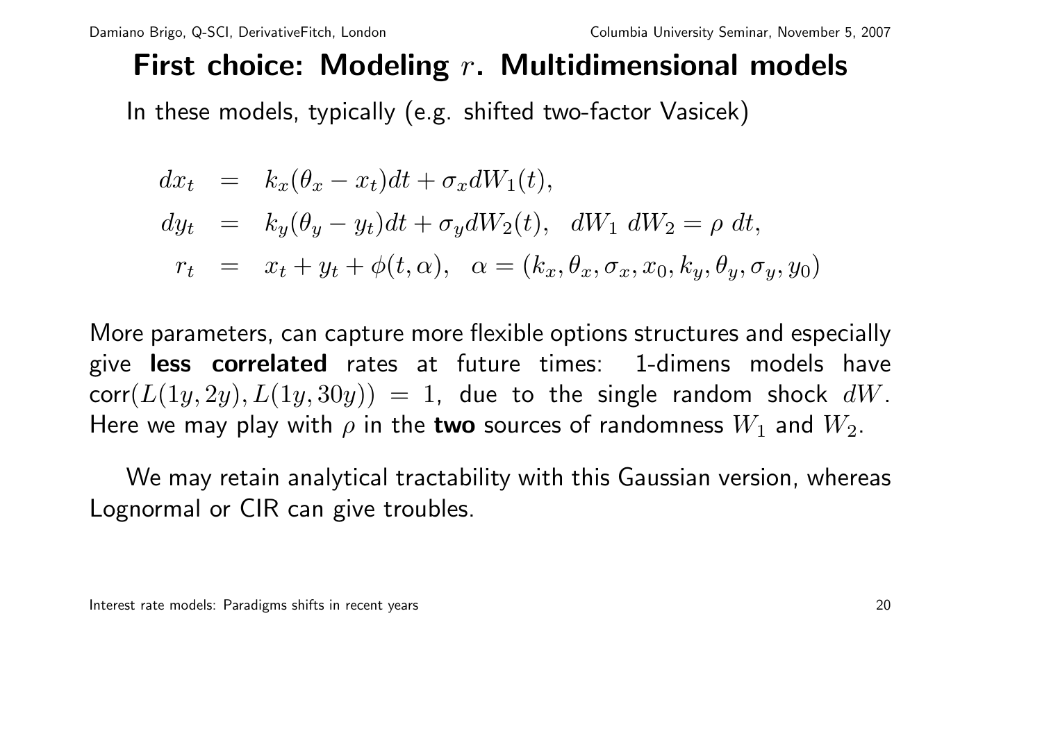# First choice: Modeling $r$. Multidimensional models

In these models, typically (e.g. shifted two-factor Vasicek)

$$
\begin{aligned}
dx_t &= k_x(\theta_x - x_t)dt + \sigma_x dW_1(t), \\
dy_t &= k_y(\theta_y - y_t)dt + \sigma_y dW_2(t), \quad dW_1 \, dW_2 = \rho \, dt, \\
r_t &= x_t + y_t + \phi(t, \alpha), \quad \alpha = (k_x, \theta_x, \sigma_x, x_0, k_y, \theta_y, \sigma_y, y_0)
\end{aligned}
$$

More parameters, can capture more flexible options structures and especially give **less correlated** rates at future times: 1-dimens models have $\text{corr}(L(1y, 2y), L(1y, 30y)) = 1$, due to the single random shock $dW$. Here we may play with $\rho$ in the **two** sources of randomness $W_1$ and $W_2$.

We may retain analytical tractability with this Gaussian version, whereas Lognormal or CIR can give troubles.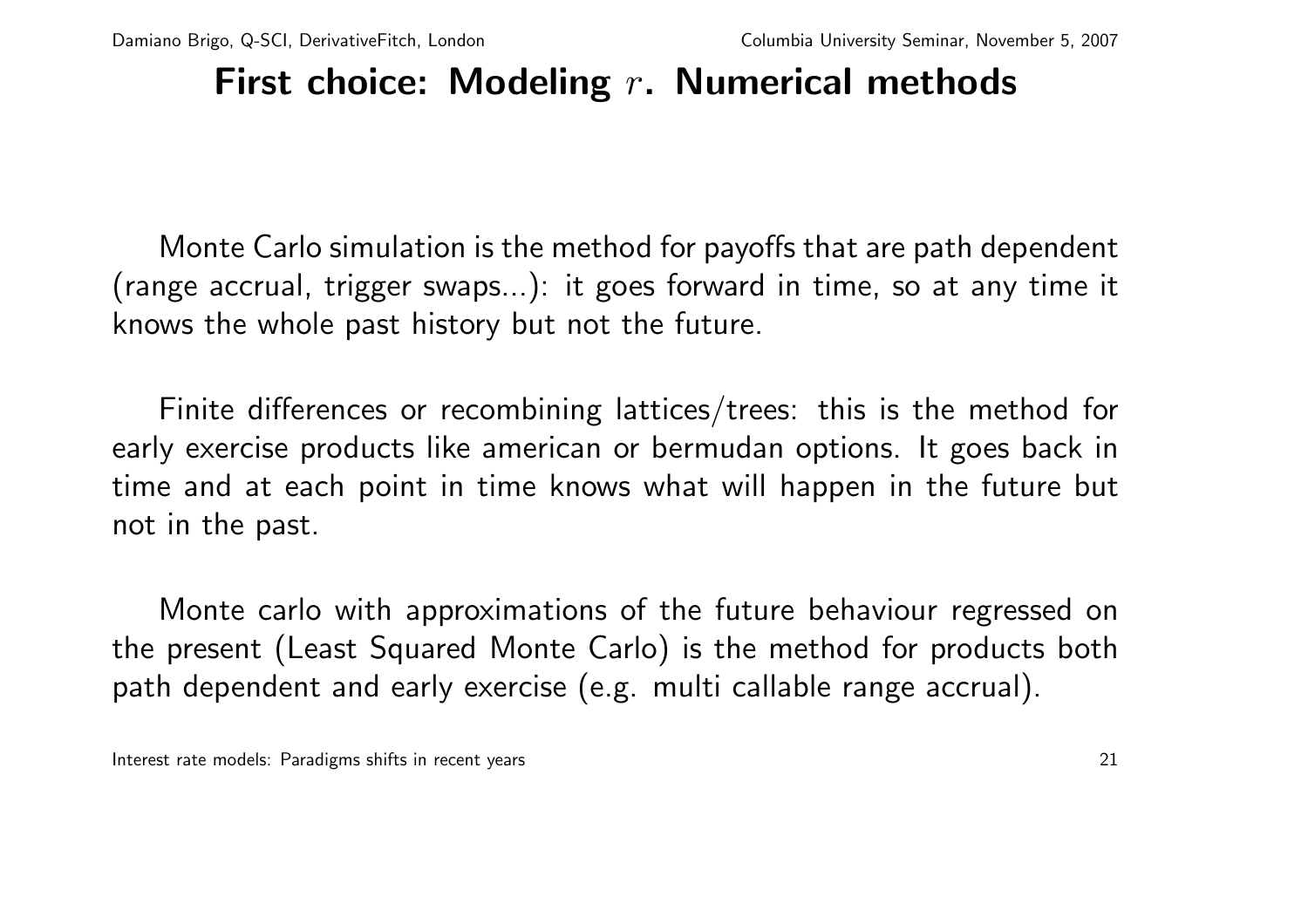# First choice: Modeling $r$. Numerical methods

Monte Carlo simulation is the method for payoffs that are path dependent (range accrual, trigger swaps...): it goes forward in time, so at any time it knows the whole past history but not the future.

Finite differences or recombining lattices/trees: this is the method for early exercise products like american or bermudan options. It goes back in time and at each point in time knows what will happen in the future but not in the past.

Monte carlo with approximations of the future behaviour regressed on the present (Least Squared Monte Carlo) is the method for products both path dependent and early exercise (e.g. multi callable range accrual).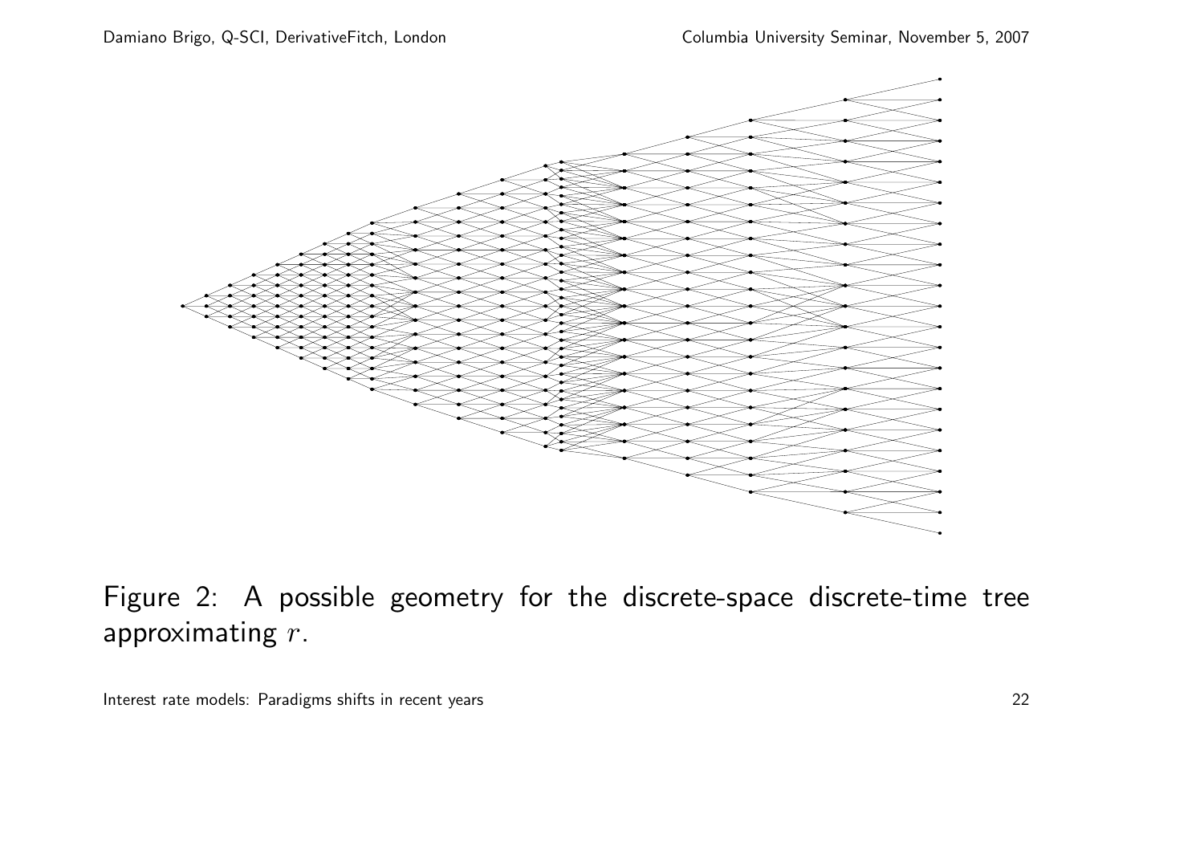Figure 2: A possible geometry for the discrete-space discrete-time tree approximating $r$.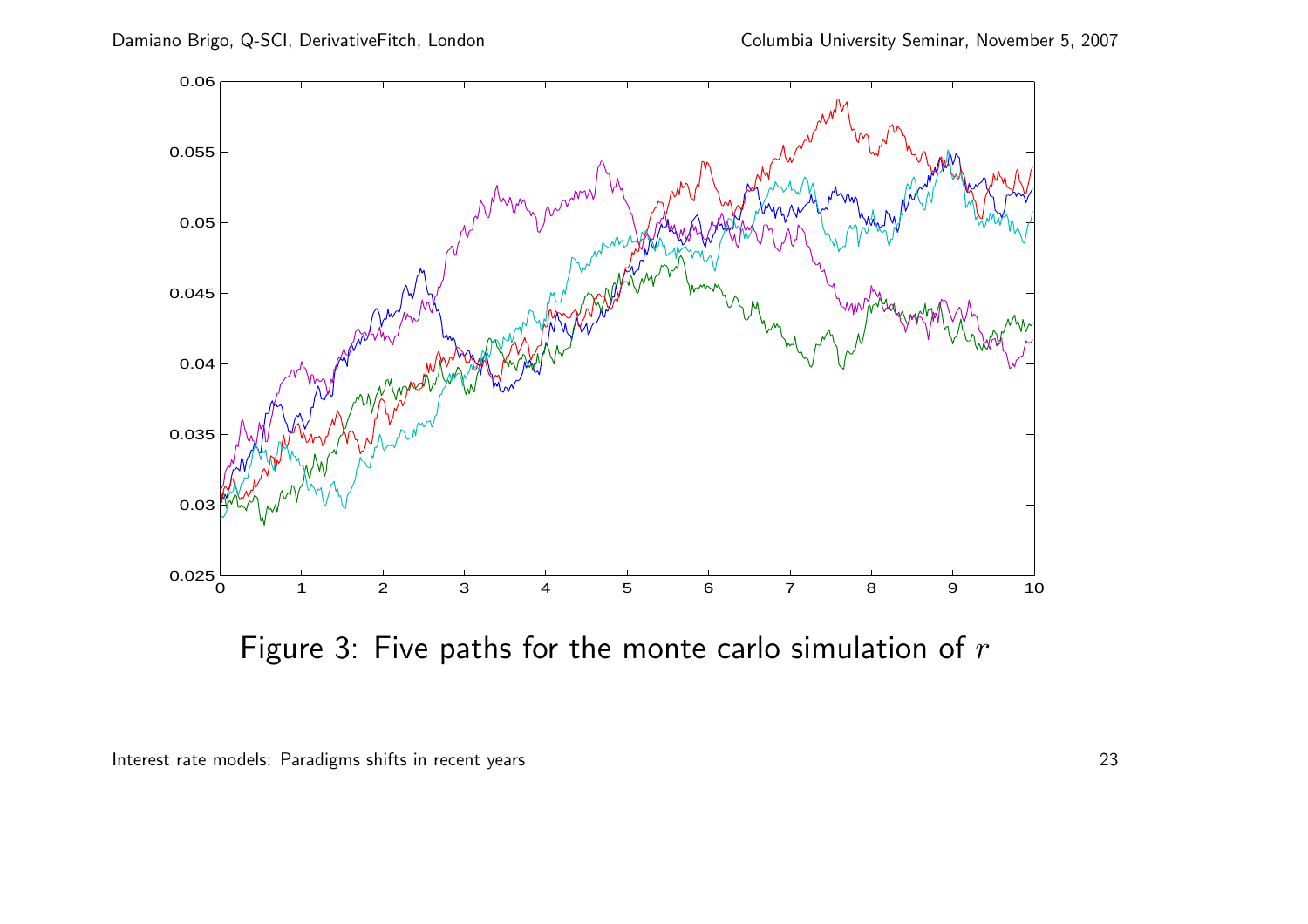Figure 3: Five paths for the monte carlo simulation of $r$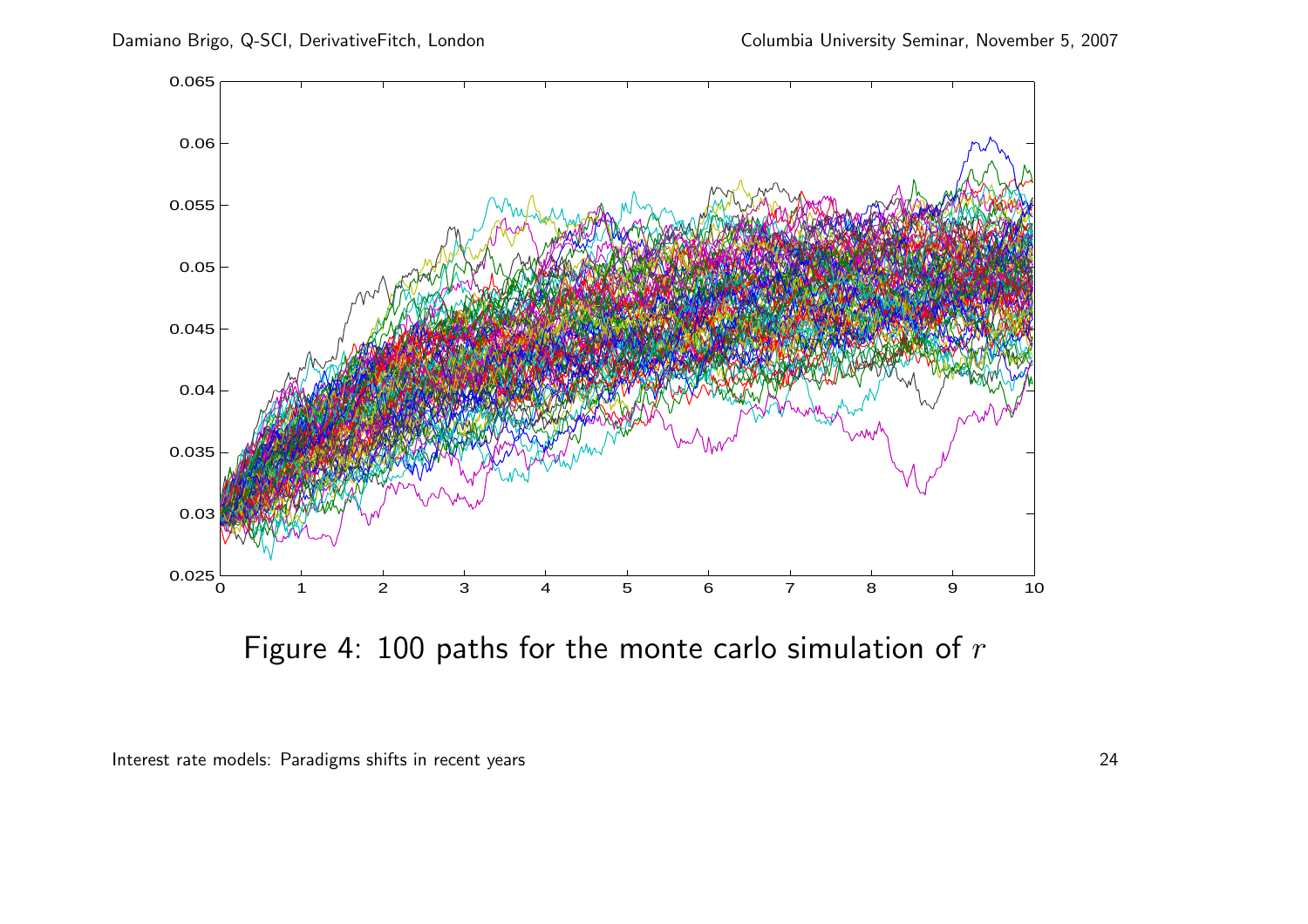Figure 4: 100 paths for the monte carlo simulation of $r$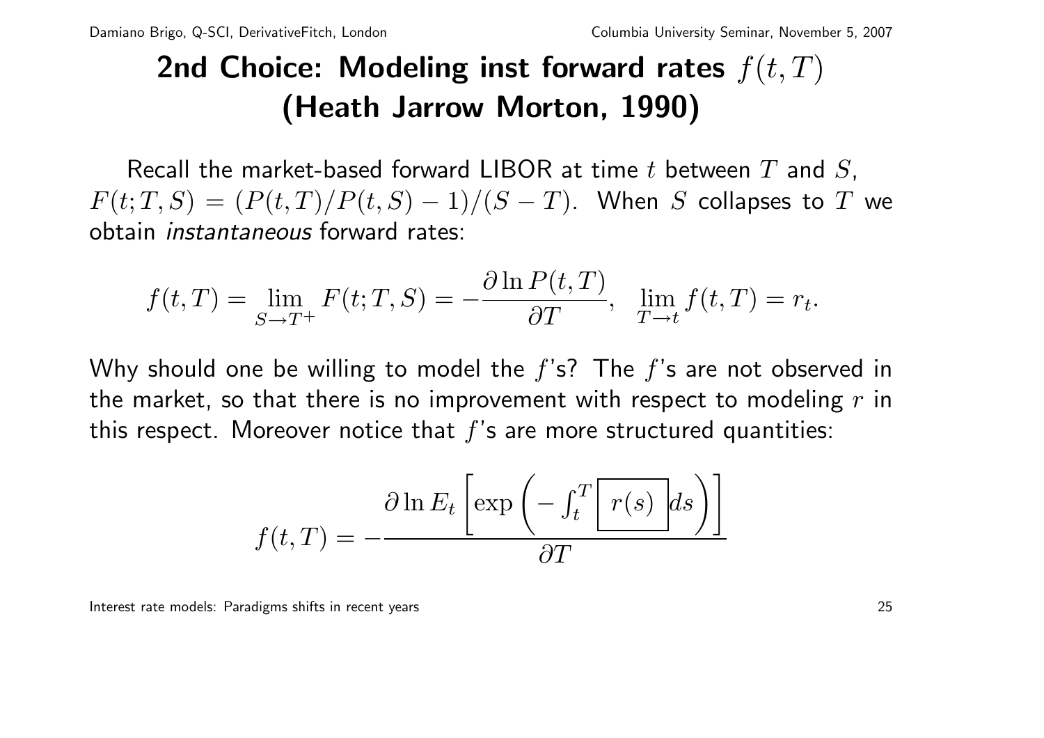# 2nd Choice: Modeling inst forward rates $f(t,T)$ (Heath Jarrow Morton, 1990)

Recall the market-based forward LIBOR at time $t$ between $T$ and $S$, $F(t;T,S) = (P(t,T)/P(t,S) - 1)/(S-T)$. When $S$ collapses to $T$ we obtain *instantaneous* forward rates:

$$f(t,T) = \lim_{S \to T^+} F(t;T,S) = -\frac{\partial \ln P(t,T)}{\partial T}, \quad \lim_{T \to t} f(t,T) = r_t.$$

Why should one be willing to model the $f$'s? The $f$'s are not observed in the market, so that there is no improvement with respect to modeling $r$ in this respect. Moreover notice that $f$'s are more structured quantities:

$$f(t,T) = -\frac{\partial \ln E_t \left[ \exp \left( -\int_t^T \boxed{\; r(s) \;} ds \right) \right]}{\partial T}$$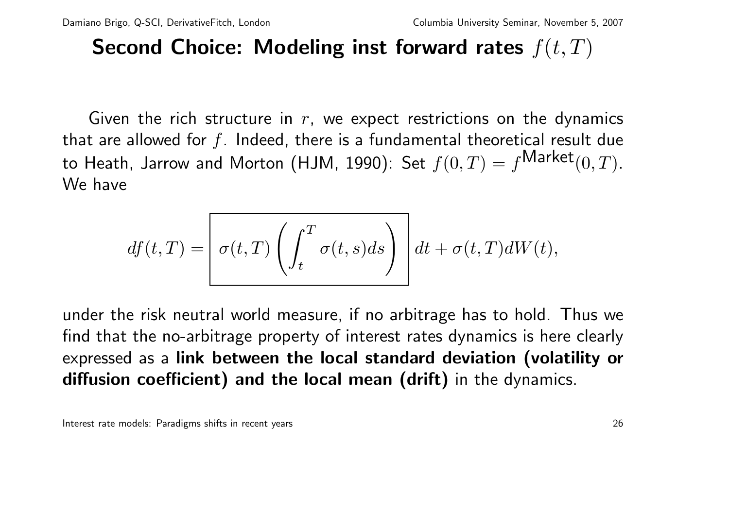# Second Choice: Modeling inst forward rates $f(t,T)$

Given the rich structure in $r$, we expect restrictions on the dynamics that are allowed for $f$. Indeed, there is a fundamental theoretical result due to Heath, Jarrow and Morton (HJM, 1990): Set $f(0,T) = f^{\text{Market}}(0,T)$. We have

$$df(t,T) = \boxed{\sigma(t,T)\left(\int_t^T \sigma(t,s)ds\right)} \, dt + \sigma(t,T)dW(t),$$

under the risk neutral world measure, if no arbitrage has to hold. Thus we find that the no-arbitrage property of interest rates dynamics is here clearly expressed as a **link between the local standard deviation (volatility or diffusion coefficient) and the local mean (drift)** in the dynamics.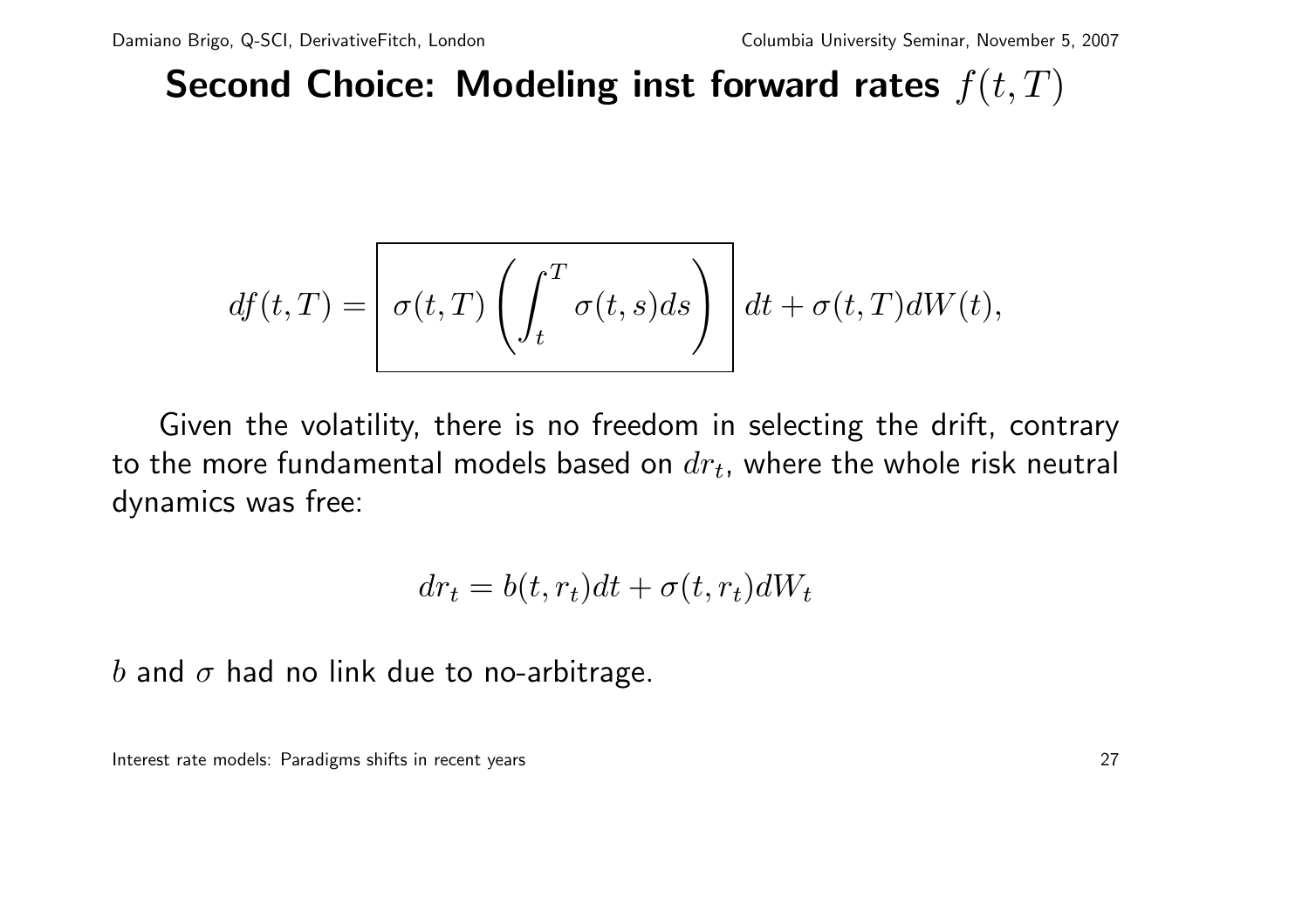# Second Choice: Modeling inst forward rates $f(t,T)$

$$df(t,T) = \boxed{\sigma(t,T)\left(\int_t^T \sigma(t,s)ds\right)} \, dt + \sigma(t,T)dW(t),$$

Given the volatility, there is no freedom in selecting the drift, contrary to the more fundamental models based on $dr_t$, where the whole risk neutral dynamics was free:

$$dr_t = b(t, r_t)dt + \sigma(t, r_t)dW_t$$

$b$ and $\sigma$ had no link due to no-arbitrage.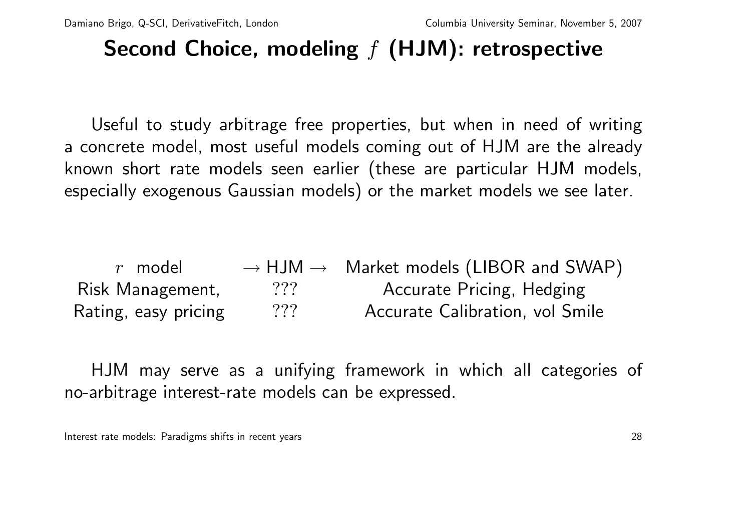# Second Choice, modeling $f$ (HJM): retrospective

Useful to study arbitrage free properties, but when in need of writing a concrete model, most useful models coming out of HJM are the already known short rate models seen earlier (these are particular HJM models, especially exogenous Gaussian models) or the market models we see later.

| $r$ model | $\rightarrow$ HJM $\rightarrow$ | Market models (LIBOR and SWAP) |
|---|---|---|
| Risk Management, | ??? | Accurate Pricing, Hedging |
| Rating, easy pricing | ??? | Accurate Calibration, vol Smile |

HJM may serve as a unifying framework in which all categories of no-arbitrage interest-rate models can be expressed.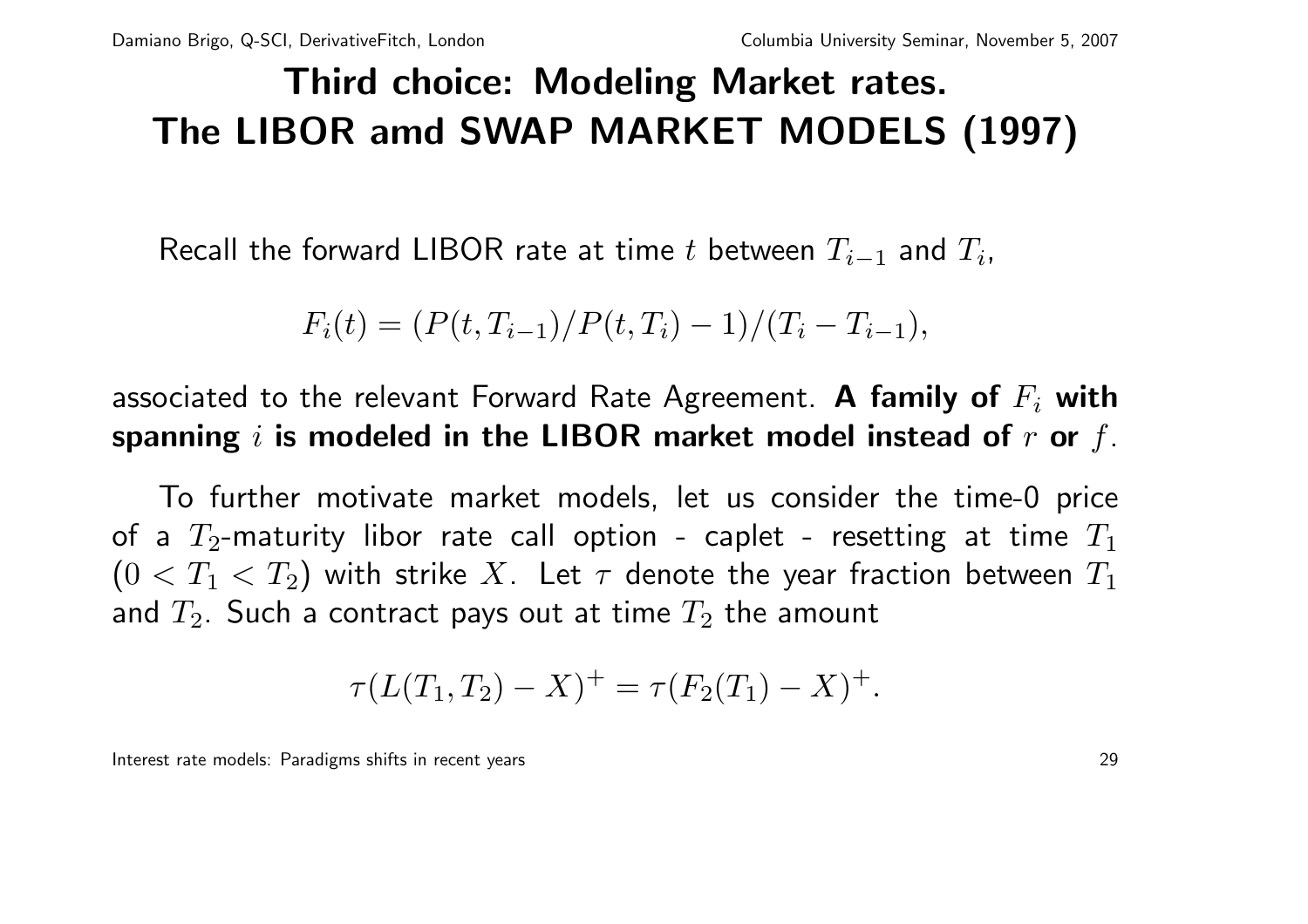# Third choice: Modeling Market rates. The LIBOR amd SWAP MARKET MODELS (1997)

Recall the forward LIBOR rate at time $t$ between $T_{i-1}$ and $T_i$,

$$F_i(t) = (P(t, T_{i-1})/P(t, T_i) - 1)/(T_i - T_{i-1}),$$

associated to the relevant Forward Rate Agreement. **A family of $F_i$ with spanning $i$ is modeled in the LIBOR market model instead of $r$ or $f$.**

To further motivate market models, let us consider the time-0 price of a $T_2$-maturity libor rate call option - caplet - resetting at time $T_1$ ($0 < T_1 < T_2$) with strike $X$. Let $\tau$ denote the year fraction between $T_1$ and $T_2$. Such a contract pays out at time $T_2$ the amount

$$\tau(L(T_1, T_2) - X)^+ = \tau(F_2(T_1) - X)^+.$$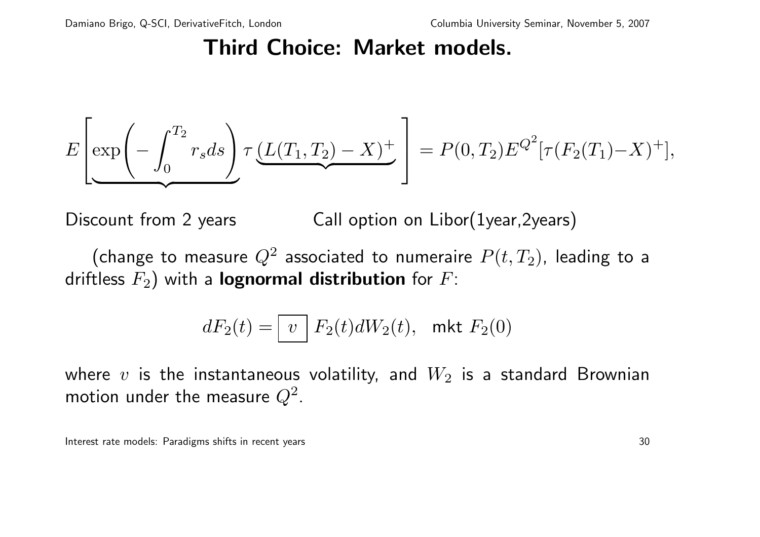# Third Choice: Market models.

$$E\left[\underbrace{\exp\left(-\int_0^{T_2} r_s ds\right)}\,\tau\,\underbrace{(L(T_1,T_2)-X)^+}\right] = P(0,T_2)E^{Q^2}[\tau(F_2(T_1)-X)^+],$$

Discount from 2 years          Call option on Libor(1year,2years)

(change to measure $Q^2$ associated to numeraire $P(t,T_2)$, leading to a driftless $F_2$) with a **lognormal distribution** for $F$:

$$dF_2(t) = \boxed{v}\; F_2(t)dW_2(t), \quad \text{mkt } F_2(0)$$

where $v$ is the instantaneous volatility, and $W_2$ is a standard Brownian motion under the measure $Q^2$.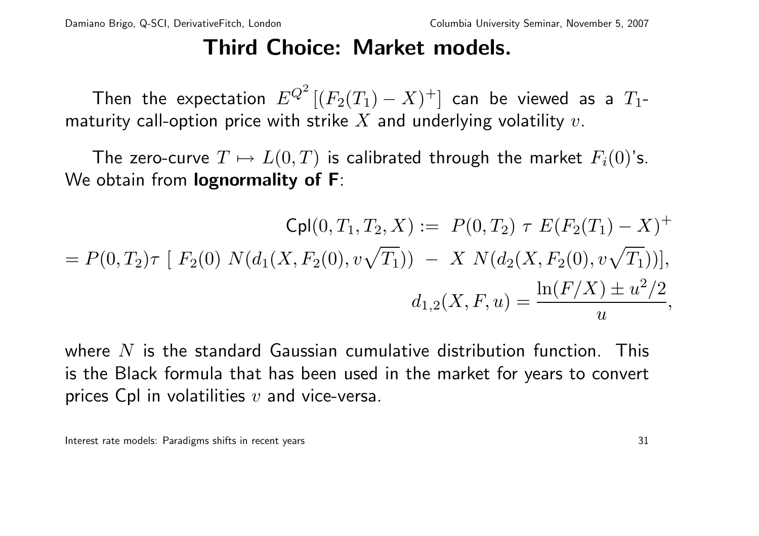# Third Choice: Market models.

Then the expectation $E^{Q^2}[(F_2(T_1) - X)^+]$ can be viewed as a $T_1$-maturity call-option price with strike $X$ and underlying volatility $v$.

The zero-curve $T \mapsto L(0,T)$ is calibrated through the market $F_i(0)$'s. We obtain from **lognormality of F**:

$$\mathsf{Cpl}(0, T_1, T_2, X) := P(0, T_2)\, \tau\, E(F_2(T_1) - X)^+$$

$$= P(0, T_2)\tau\, [\, F_2(0)\, N(d_1(X, F_2(0), v\sqrt{T_1})) \; - \; X\, N(d_2(X, F_2(0), v\sqrt{T_1}))],$$

$$d_{1,2}(X, F, u) = \frac{\ln(F/X) \pm u^2/2}{u},$$

where $N$ is the standard Gaussian cumulative distribution function. This is the Black formula that has been used in the market for years to convert prices Cpl in volatilities $v$ and vice-versa.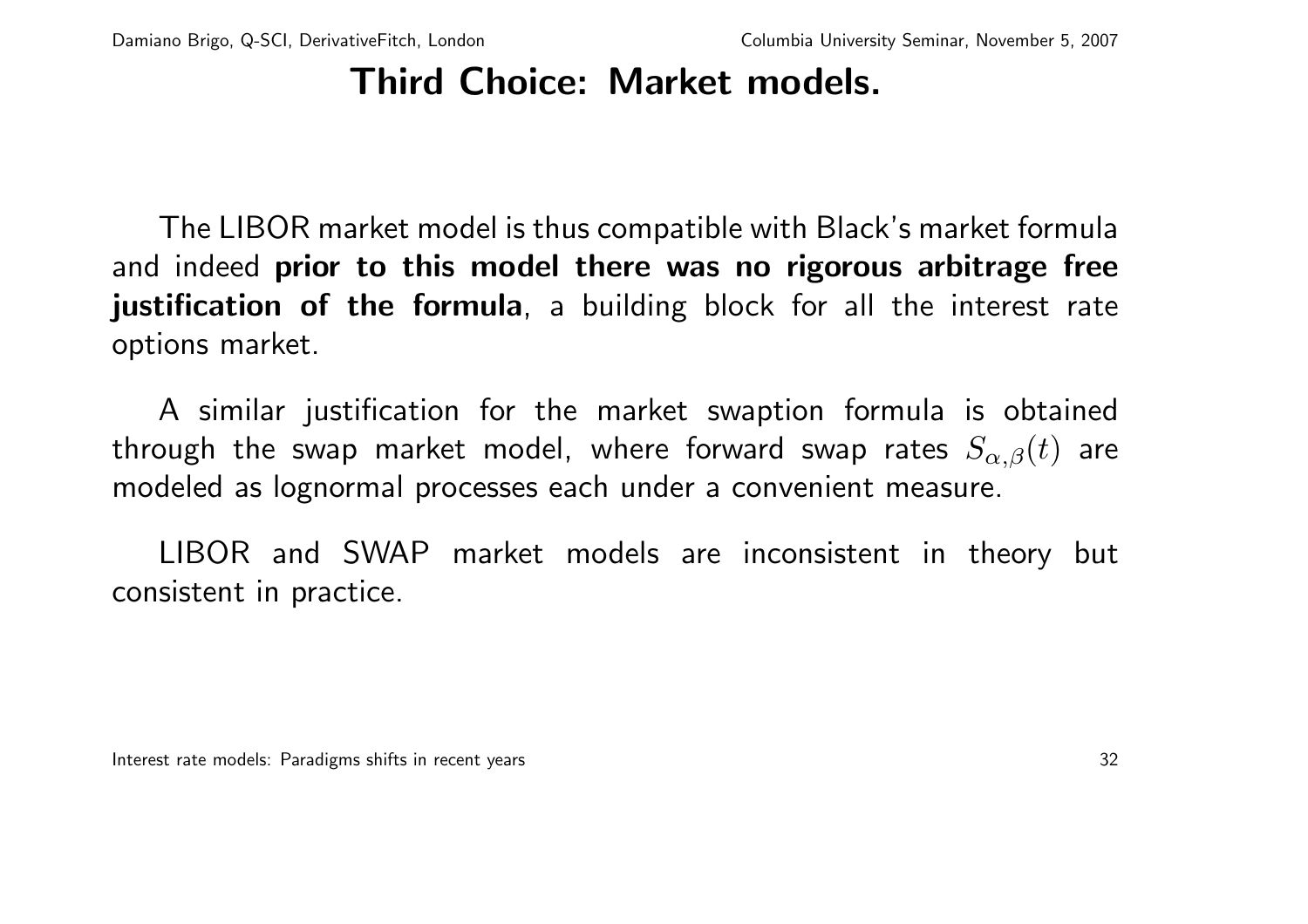# Third Choice: Market models.

The LIBOR market model is thus compatible with Black's market formula and indeed **prior to this model there was no rigorous arbitrage free justification of the formula**, a building block for all the interest rate options market.

A similar justification for the market swaption formula is obtained through the swap market model, where forward swap rates $S_{\alpha,\beta}(t)$ are modeled as lognormal processes each under a convenient measure.

LIBOR and SWAP market models are inconsistent in theory but consistent in practice.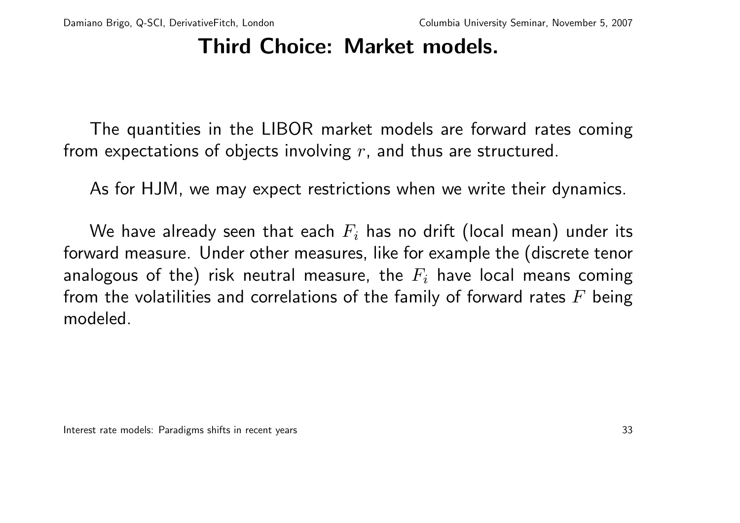# Third Choice: Market models.

The quantities in the LIBOR market models are forward rates coming from expectations of objects involving $r$, and thus are structured.

As for HJM, we may expect restrictions when we write their dynamics.

We have already seen that each $F_i$ has no drift (local mean) under its forward measure. Under other measures, like for example the (discrete tenor analogous of the) risk neutral measure, the $F_i$ have local means coming from the volatilities and correlations of the family of forward rates $F$ being modeled.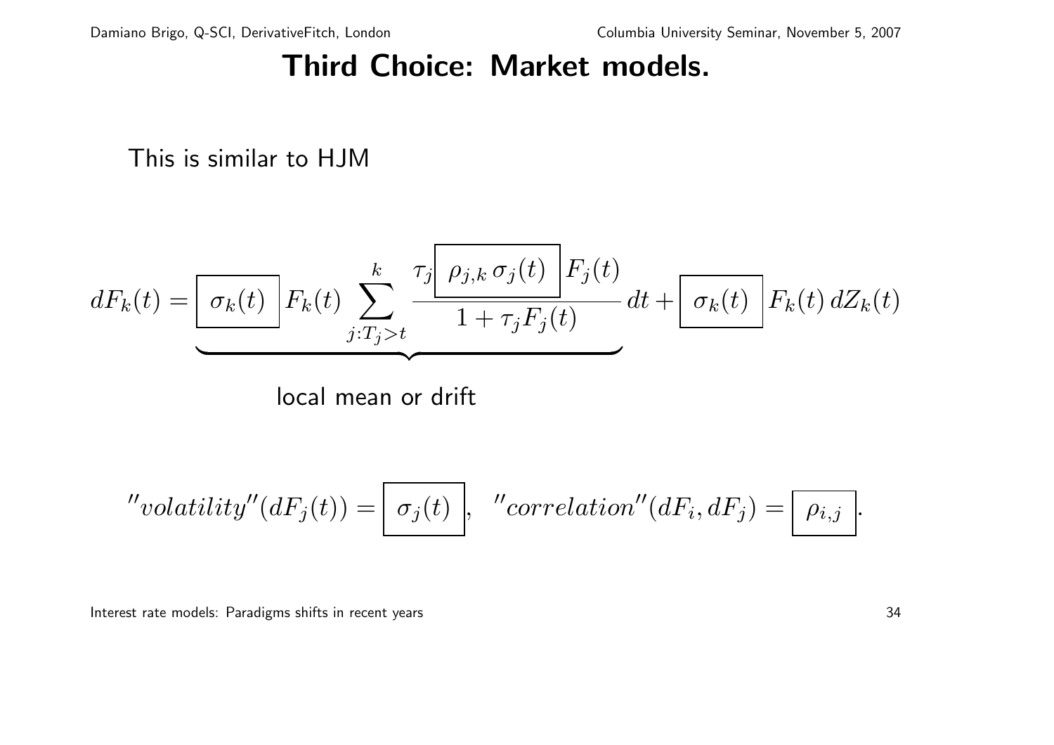# Third Choice: Market models.

This is similar to HJM

$$dF_k(t) = \underbrace{\boxed{\sigma_k(t)} F_k(t) \sum_{j:T_j>t}^{k} \frac{\tau_j \boxed{\rho_{j,k}\,\sigma_j(t)} F_j(t)}{1+\tau_j F_j(t)}\,dt}_{\text{local mean or drift}} + \boxed{\sigma_k(t)} F_k(t)\,dZ_k(t)$$

$$''volatility''(dF_j(t)) = \boxed{\sigma_j(t)}, \quad ''correlation''(dF_i, dF_j) = \boxed{\rho_{i,j}}.$$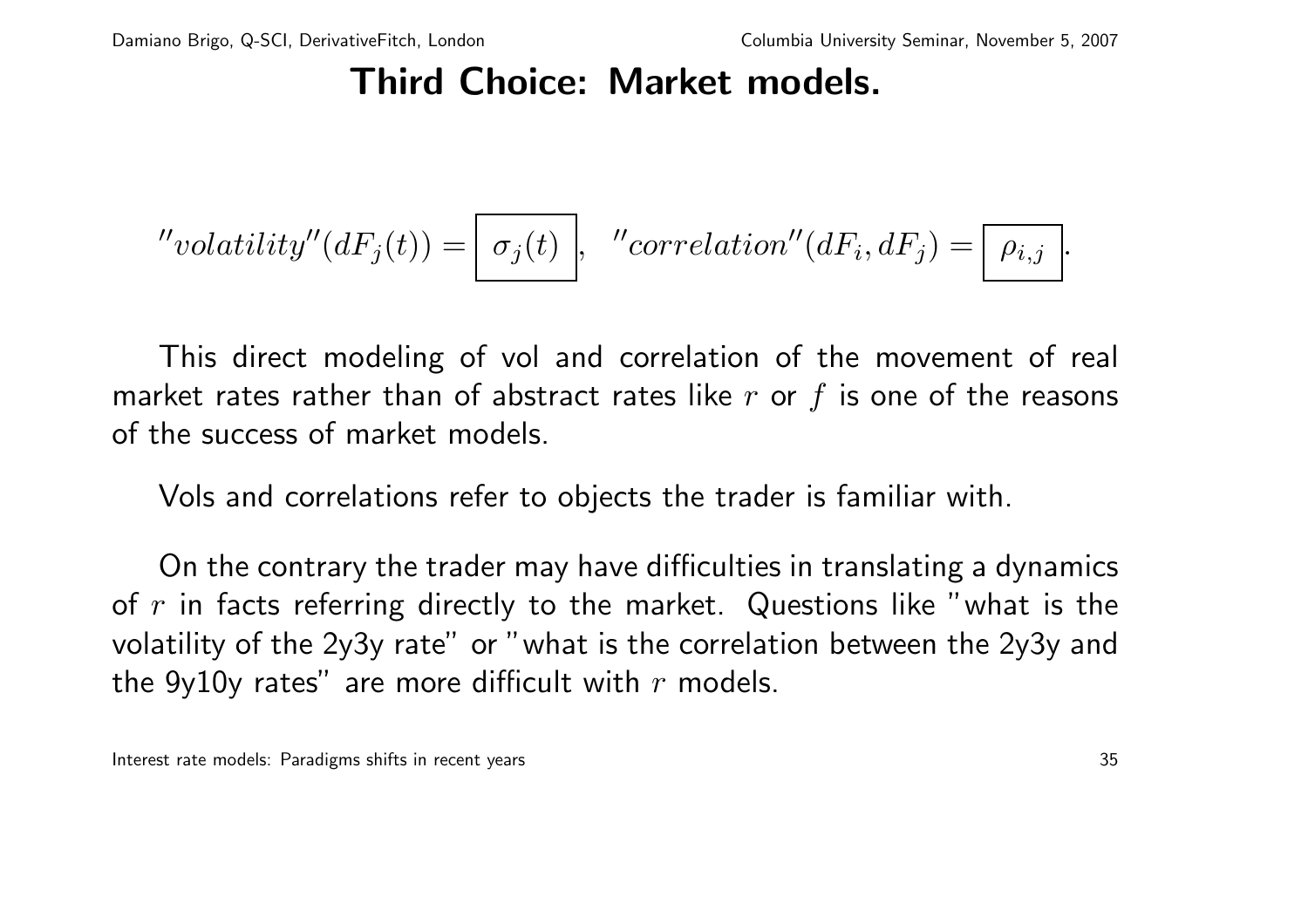# Third Choice: Market models.

$$"volatility"(dF_j(t)) = \boxed{\sigma_j(t)}, \quad "correlation"(dF_i, dF_j) = \boxed{\rho_{i,j}}.$$

This direct modeling of vol and correlation of the movement of real market rates rather than of abstract rates like $r$ or $f$ is one of the reasons of the success of market models.

Vols and correlations refer to objects the trader is familiar with.

On the contrary the trader may have difficulties in translating a dynamics of $r$ in facts referring directly to the market. Questions like "what is the volatility of the 2y3y rate" or "what is the correlation between the 2y3y and the 9y10y rates" are more difficult with $r$ models.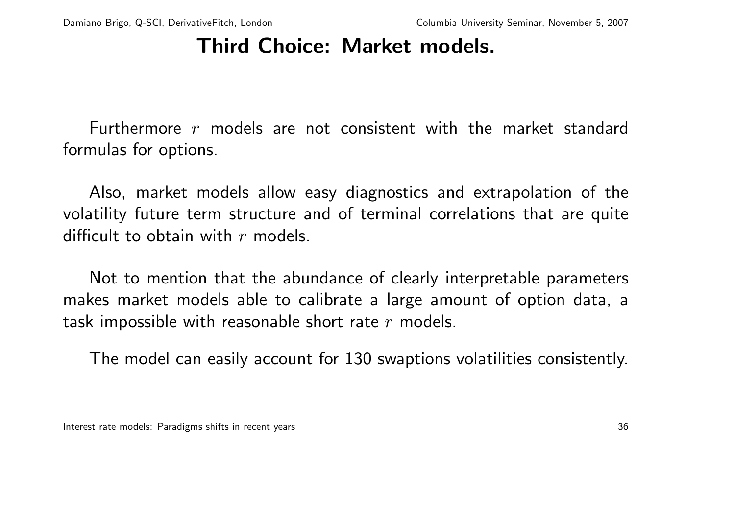# Third Choice: Market models.

Furthermore $r$ models are not consistent with the market standard formulas for options.

Also, market models allow easy diagnostics and extrapolation of the volatility future term structure and of terminal correlations that are quite difficult to obtain with $r$ models.

Not to mention that the abundance of clearly interpretable parameters makes market models able to calibrate a large amount of option data, a task impossible with reasonable short rate $r$ models.

The model can easily account for 130 swaptions volatilities consistently.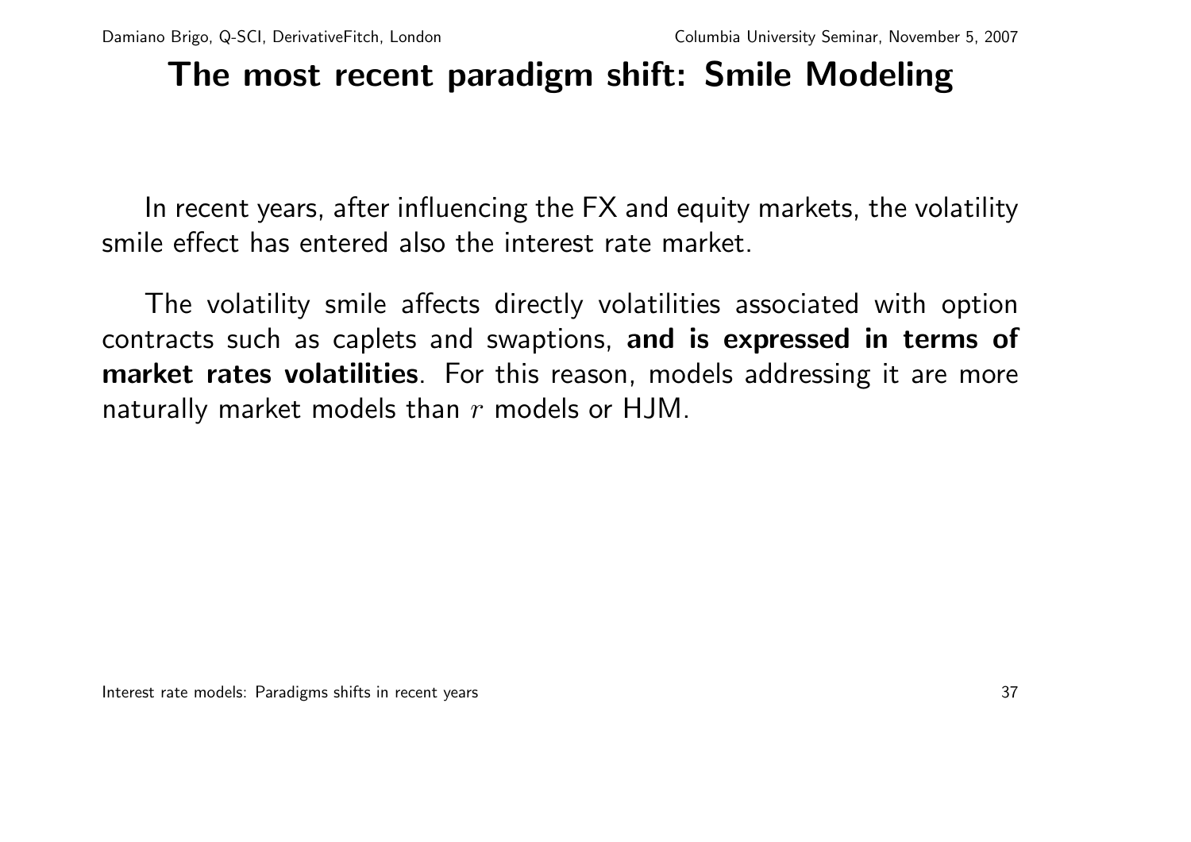# The most recent paradigm shift: Smile Modeling

In recent years, after influencing the FX and equity markets, the volatility smile effect has entered also the interest rate market.

The volatility smile affects directly volatilities associated with option contracts such as caplets and swaptions, **and is expressed in terms of market rates volatilities**. For this reason, models addressing it are more naturally market models than $r$ models or HJM.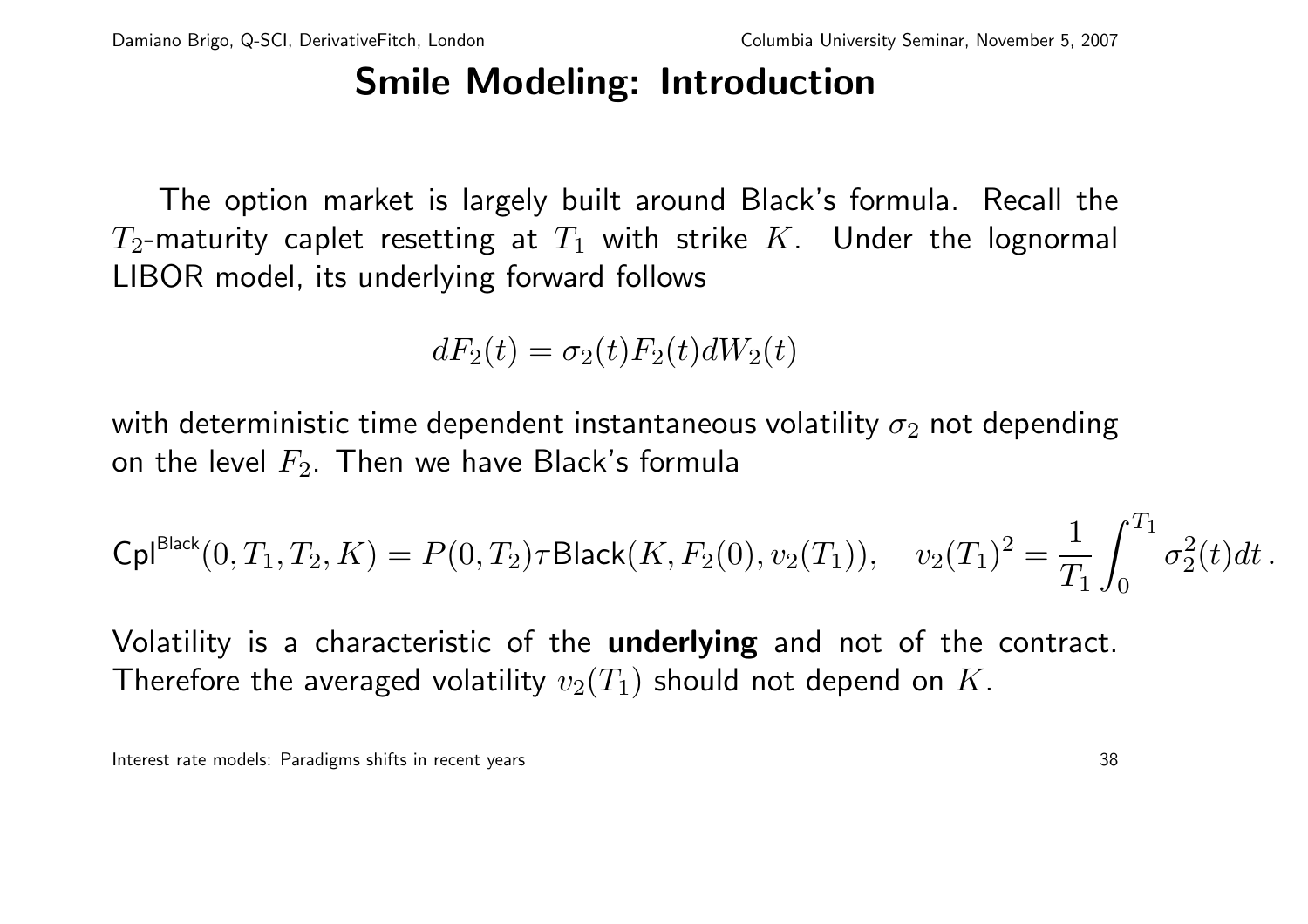# Smile Modeling: Introduction

The option market is largely built around Black's formula. Recall the $T_2$-maturity caplet resetting at $T_1$ with strike $K$. Under the lognormal LIBOR model, its underlying forward follows

$$dF_2(t) = \sigma_2(t) F_2(t) dW_2(t)$$

with deterministic time dependent instantaneous volatility $\sigma_2$ not depending on the level $F_2$. Then we have Black's formula

$$\mathsf{Cpl}^{\mathsf{Black}}(0, T_1, T_2, K) = P(0, T_2)\tau \mathsf{Black}(K, F_2(0), v_2(T_1)), \quad v_2(T_1)^2 = \frac{1}{T_1}\int_0^{T_1} \sigma_2^2(t)dt\,.$$

Volatility is a characteristic of the **underlying** and not of the contract. Therefore the averaged volatility $v_2(T_1)$ should not depend on $K$.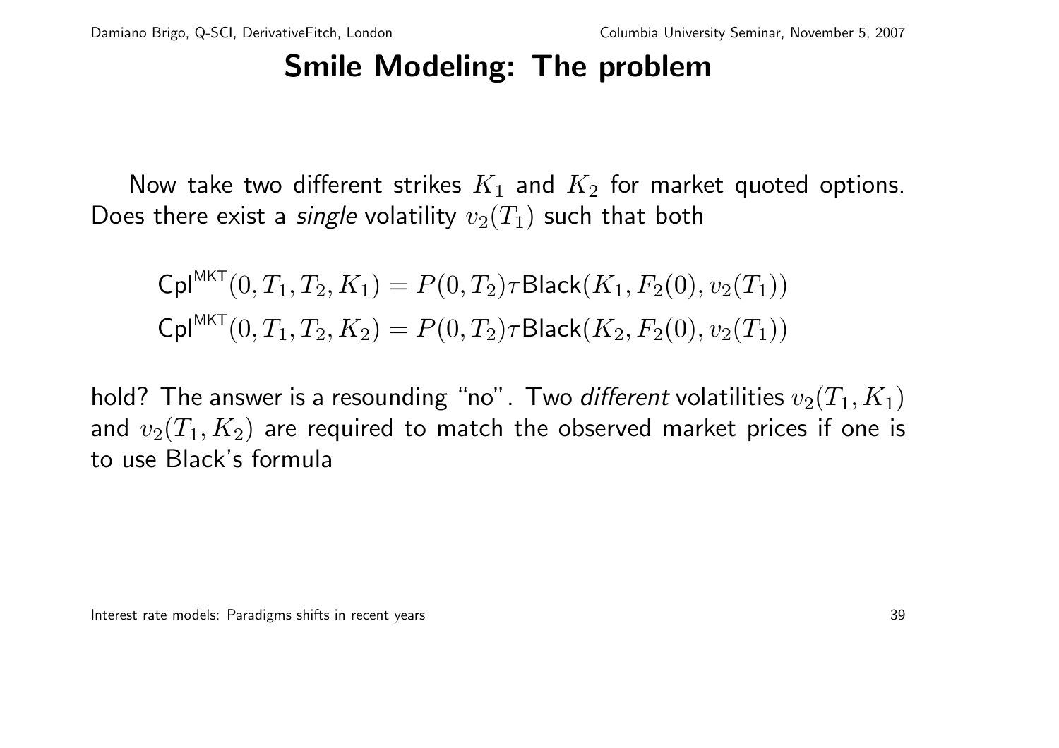# Smile Modeling: The problem

Now take two different strikes $K_1$ and $K_2$ for market quoted options. Does there exist a *single* volatility $v_2(T_1)$ such that both

$$\mathsf{Cpl}^{\mathsf{MKT}}(0, T_1, T_2, K_1) = P(0, T_2)\tau\mathsf{Black}(K_1, F_2(0), v_2(T_1))$$
$$\mathsf{Cpl}^{\mathsf{MKT}}(0, T_1, T_2, K_2) = P(0, T_2)\tau\mathsf{Black}(K_2, F_2(0), v_2(T_1))$$

hold? The answer is a resounding "no". Two *different* volatilities $v_2(T_1, K_1)$ and $v_2(T_1, K_2)$ are required to match the observed market prices if one is to use Black's formula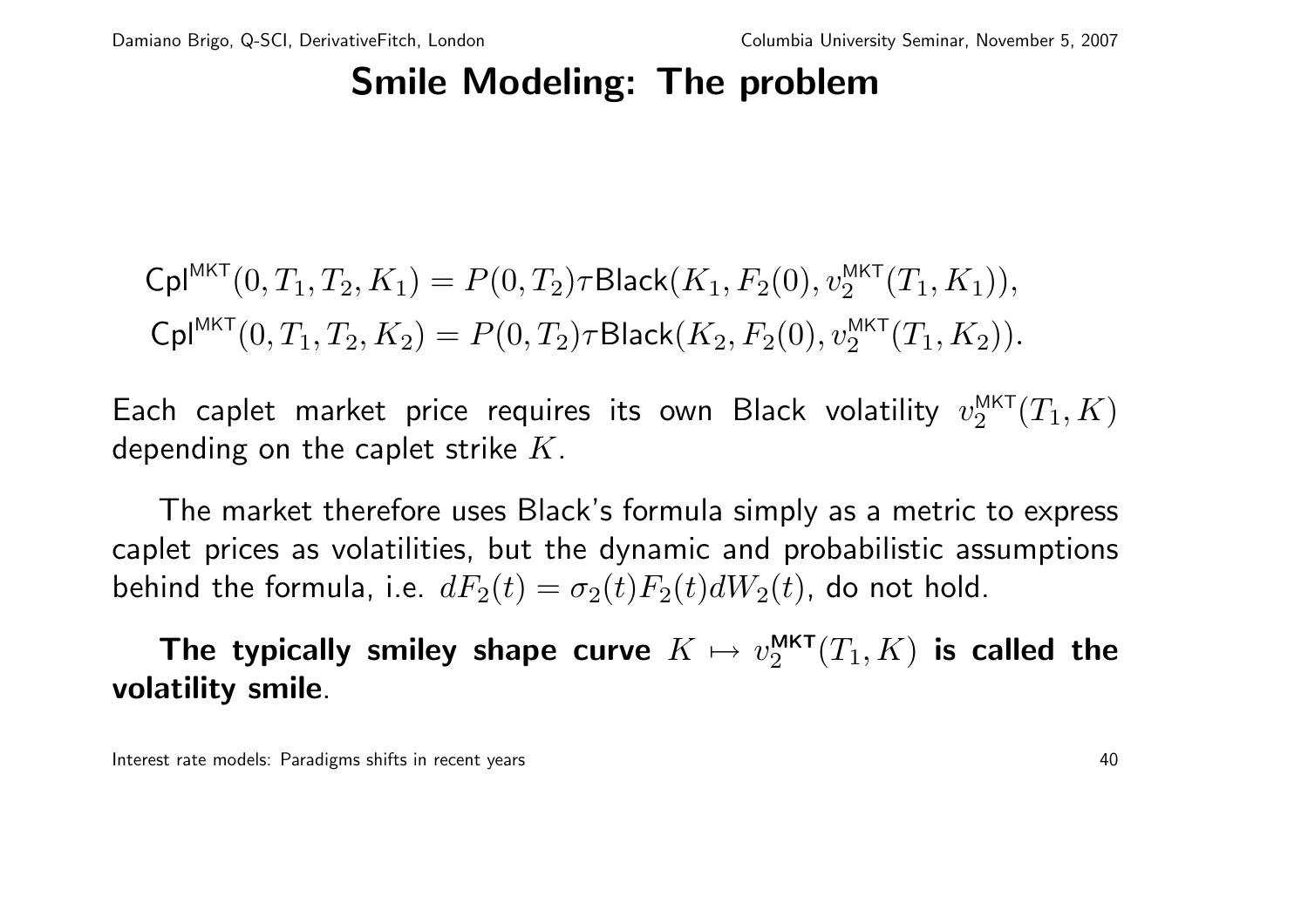# Smile Modeling: The problem

$$\mathrm{Cpl}^{\mathrm{MKT}}(0, T_1, T_2, K_1) = P(0, T_2)\tau \mathrm{Black}(K_1, F_2(0), v_2^{\mathrm{MKT}}(T_1, K_1)),$$
$$\mathrm{Cpl}^{\mathrm{MKT}}(0, T_1, T_2, K_2) = P(0, T_2)\tau \mathrm{Black}(K_2, F_2(0), v_2^{\mathrm{MKT}}(T_1, K_2)).$$

Each caplet market price requires its own Black volatility $v_2^{\mathrm{MKT}}(T_1, K)$ depending on the caplet strike $K$.

The market therefore uses Black's formula simply as a metric to express caplet prices as volatilities, but the dynamic and probabilistic assumptions behind the formula, i.e. $dF_2(t) = \sigma_2(t) F_2(t) dW_2(t)$, do not hold.

**The typically smiley shape curve $K \mapsto v_2^{\mathrm{MKT}}(T_1, K)$ is called the volatility smile**.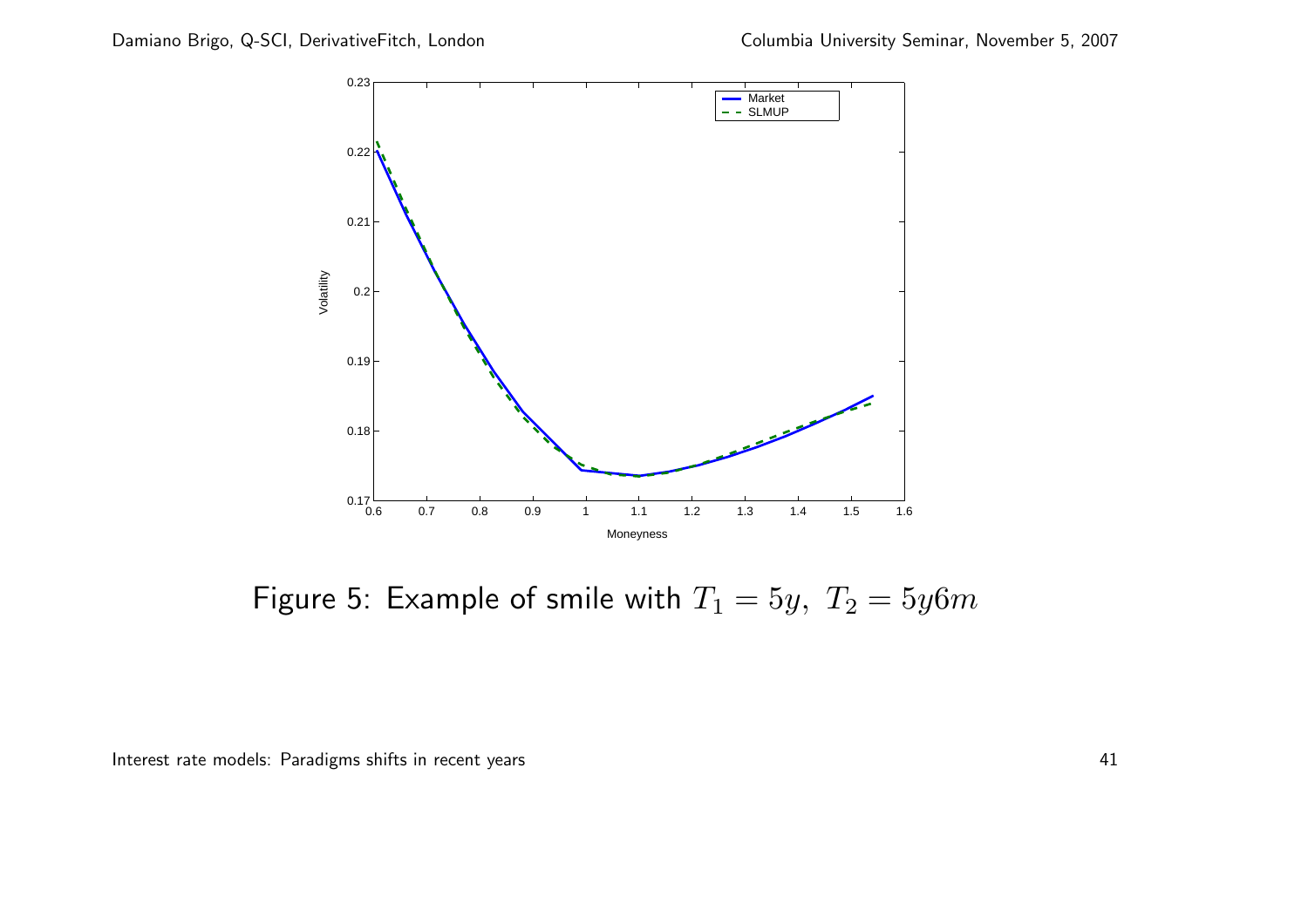Figure 5: Example of smile with $T_1 = 5y,\ T_2 = 5y6m$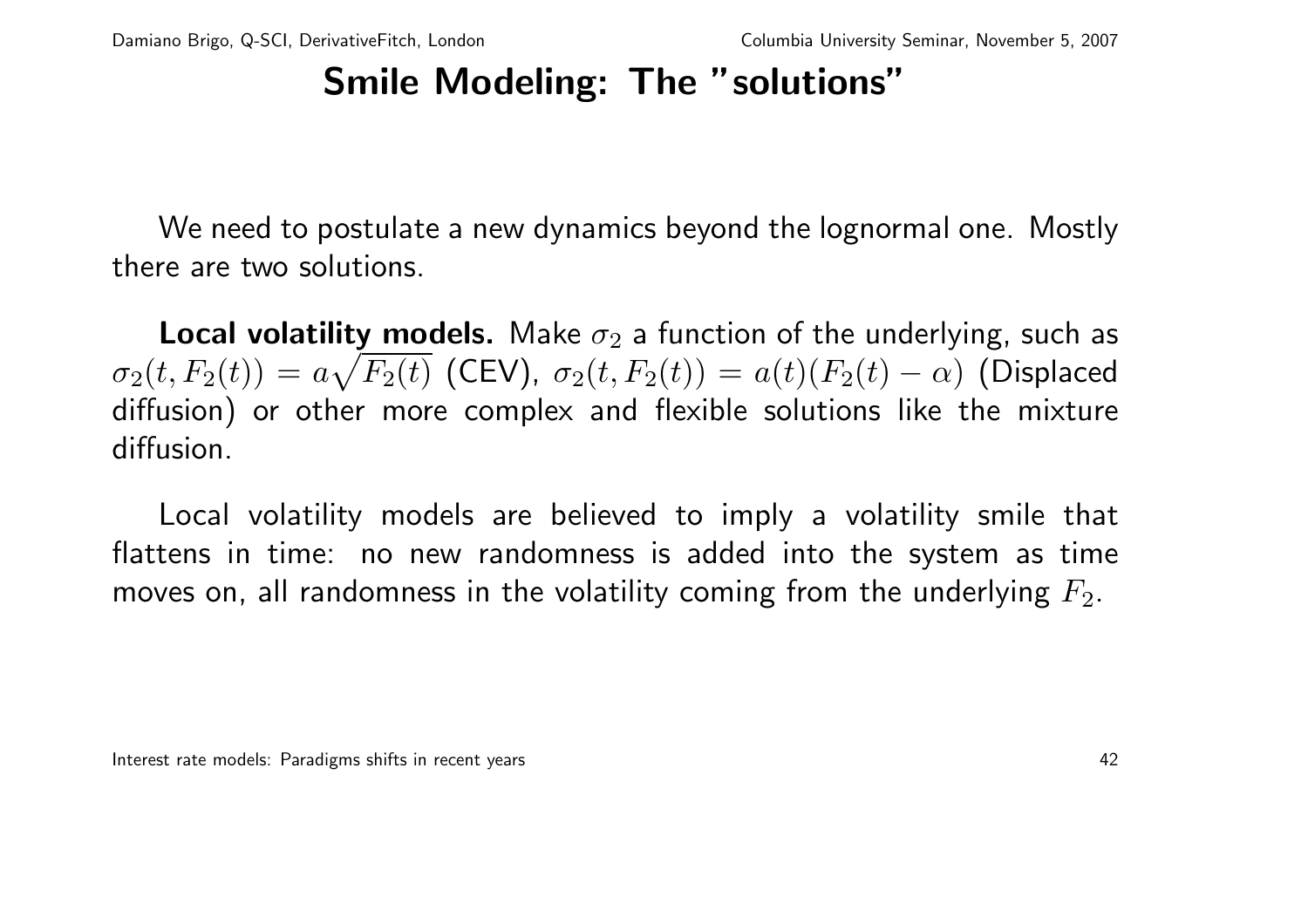# Smile Modeling: The "solutions"

We need to postulate a new dynamics beyond the lognormal one. Mostly there are two solutions.

**Local volatility models.** Make $\sigma_2$ a function of the underlying, such as $\sigma_2(t, F_2(t)) = a\sqrt{F_2(t)}$ (CEV), $\sigma_2(t, F_2(t)) = a(t)(F_2(t) - \alpha)$ (Displaced diffusion) or other more complex and flexible solutions like the mixture diffusion.

Local volatility models are believed to imply a volatility smile that flattens in time: no new randomness is added into the system as time moves on, all randomness in the volatility coming from the underlying $F_2$.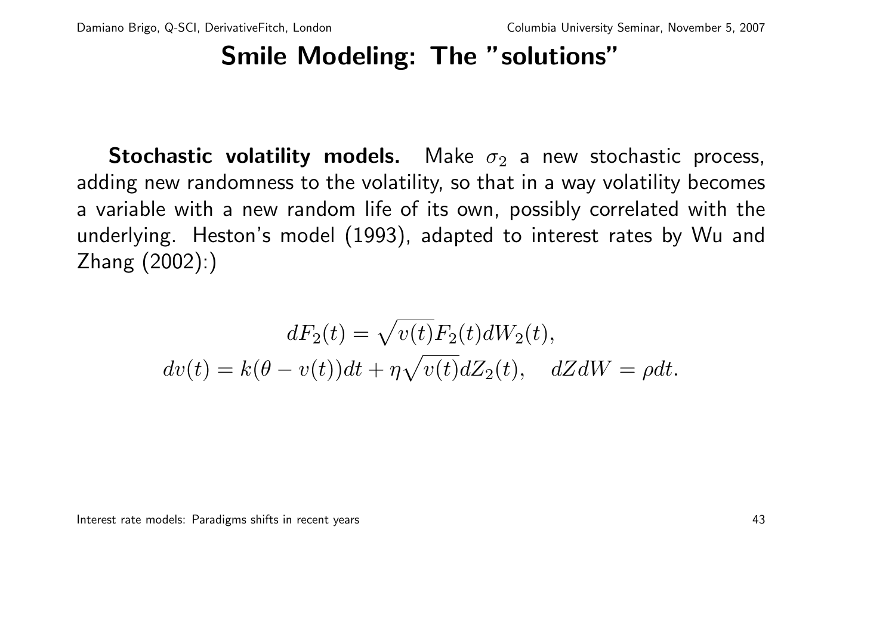# Smile Modeling: The "solutions"

**Stochastic volatility models.** Make $\sigma_2$ a new stochastic process, adding new randomness to the volatility, so that in a way volatility becomes a variable with a new random life of its own, possibly correlated with the underlying. Heston's model (1993), adapted to interest rates by Wu and Zhang (2002):)

$$dF_2(t) = \sqrt{v(t)} F_2(t) dW_2(t),$$

$$dv(t) = k(\theta - v(t))dt + \eta \sqrt{v(t)} dZ_2(t), \quad dZ dW = \rho dt.$$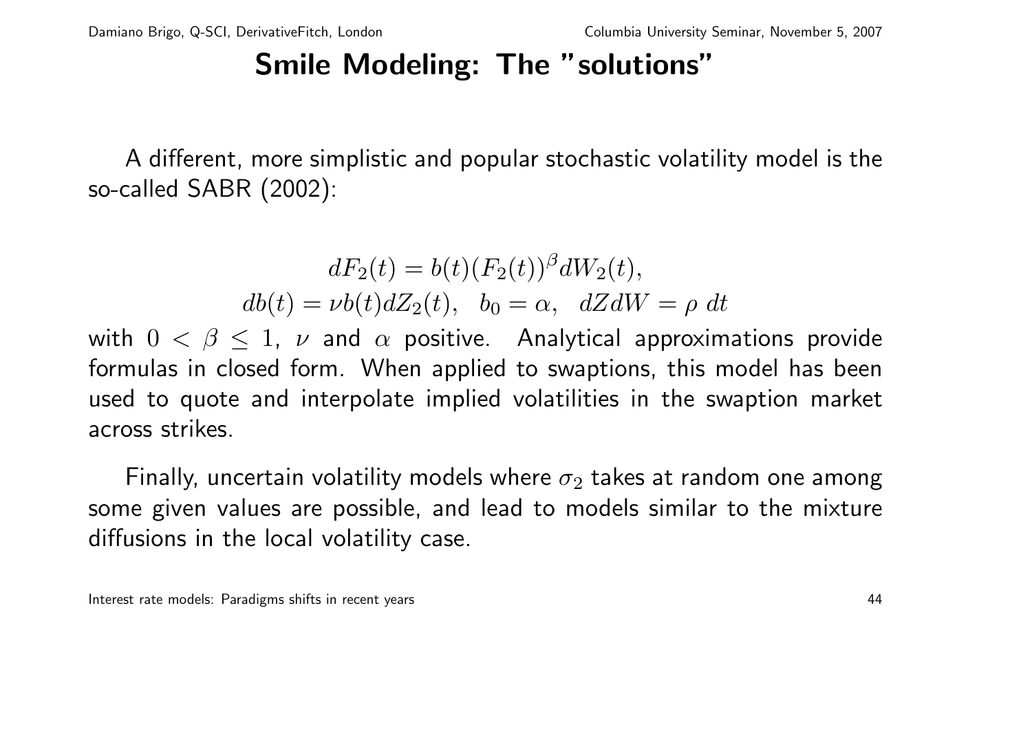# Smile Modeling: The "solutions"

A different, more simplistic and popular stochastic volatility model is the so-called SABR (2002):

$$dF_2(t) = b(t)(F_2(t))^{\beta} dW_2(t),$$
$$db(t) = \nu b(t) dZ_2(t), \quad b_0 = \alpha, \quad dZ dW = \rho \; dt$$

with $0 < \beta \leq 1$, $\nu$ and $\alpha$ positive. Analytical approximations provide formulas in closed form. When applied to swaptions, this model has been used to quote and interpolate implied volatilities in the swaption market across strikes.

Finally, uncertain volatility models where $\sigma_2$ takes at random one among some given values are possible, and lead to models similar to the mixture diffusions in the local volatility case.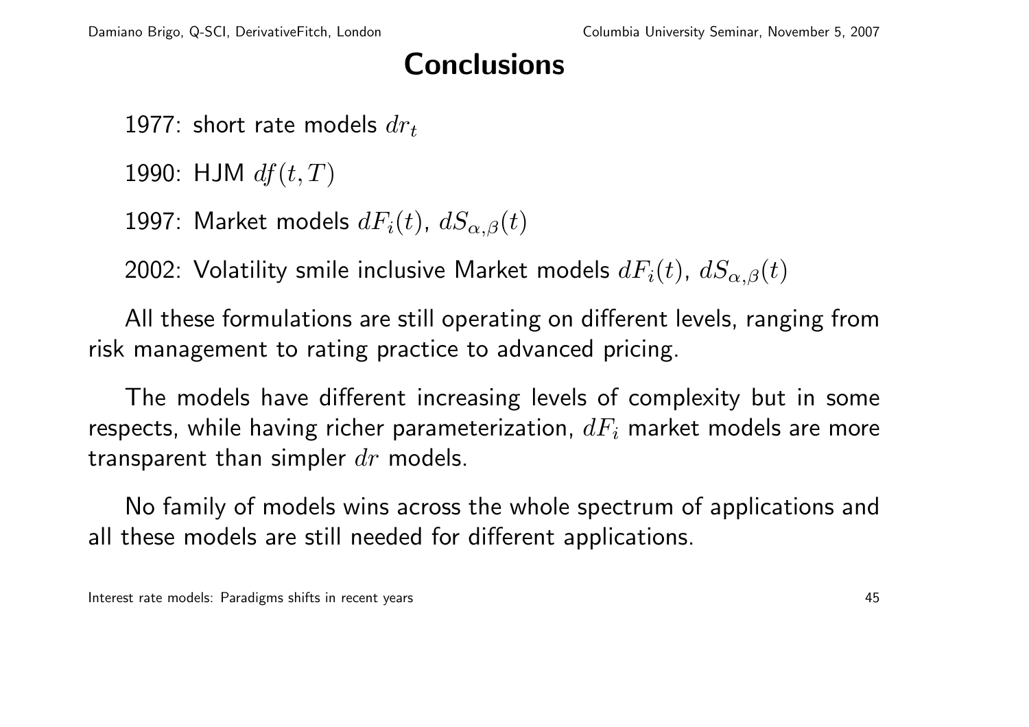# Conclusions

1977: short rate models $dr_t$

1990: HJM $df(t,T)$

1997: Market models $dF_i(t)$, $dS_{\alpha,\beta}(t)$

2002: Volatility smile inclusive Market models $dF_i(t)$, $dS_{\alpha,\beta}(t)$

All these formulations are still operating on different levels, ranging from risk management to rating practice to advanced pricing.

The models have different increasing levels of complexity but in some respects, while having richer parameterization, $dF_i$ market models are more transparent than simpler $dr$ models.

No family of models wins across the whole spectrum of applications and all these models are still needed for different applications.